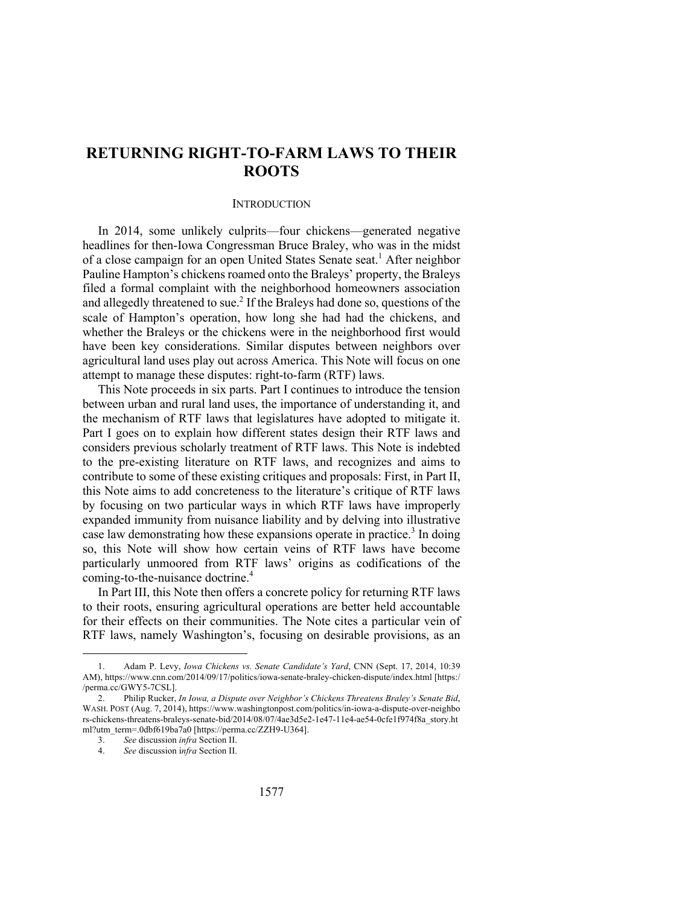# RETURNING RIGHT-TO-FARM LAWS TO THEIR ROOTS

## INTRODUCTION

In 2014, some unlikely culprits—four chickens—generated negative headlines for then-Iowa Congressman Bruce Braley, who was in the midst of a close campaign for an open United States Senate seat.[1] After neighbor Pauline Hampton's chickens roamed onto the Braleys' property, the Braleys filed a formal complaint with the neighborhood homeowners association and allegedly threatened to sue.[2] If the Braleys had done so, questions of the scale of Hampton's operation, how long she had had the chickens, and whether the Braleys or the chickens were in the neighborhood first would have been key considerations. Similar disputes between neighbors over agricultural land uses play out across America. This Note will focus on one attempt to manage these disputes: right-to-farm (RTF) laws.

This Note proceeds in six parts. Part I continues to introduce the tension between urban and rural land uses, the importance of understanding it, and the mechanism of RTF laws that legislatures have adopted to mitigate it. Part I goes on to explain how different states design their RTF laws and considers previous scholarly treatment of RTF laws. This Note is indebted to the pre-existing literature on RTF laws, and recognizes and aims to contribute to some of these existing critiques and proposals: First, in Part II, this Note aims to add concreteness to the literature's critique of RTF laws by focusing on two particular ways in which RTF laws have improperly expanded immunity from nuisance liability and by delving into illustrative case law demonstrating how these expansions operate in practice.[3] In doing so, this Note will show how certain veins of RTF laws have become particularly unmoored from RTF laws' origins as codifications of the coming-to-the-nuisance doctrine.[4]

In Part III, this Note then offers a concrete policy for returning RTF laws to their roots, ensuring agricultural operations are better held accountable for their effects on their communities. The Note cites a particular vein of RTF laws, namely Washington's, focusing on desirable provisions, as an

---

1. Adam P. Levy, *Iowa Chickens vs. Senate Candidate's Yard*, CNN (Sept. 17, 2014, 10:39 AM), https://www.cnn.com/2014/09/17/politics/iowa-senate-braley-chicken-dispute/index.html [https://perma.cc/GWY5-7CSL].

2. Philip Rucker, *In Iowa, a Dispute over Neighbor's Chickens Threatens Braley's Senate Bid*, WASH. POST (Aug. 7, 2014), https://www.washingtonpost.com/politics/in-iowa-a-dispute-over-neighbors-chickens-threatens-braleys-senate-bid/2014/08/07/4ae3d5e2-1e47-11e4-ae54-0cfe1f974f8a_story.html?utm_term=.0dbf619ba7a0 [https://perma.cc/ZZH9-U364].

3. *See* discussion *infra* Section II.

4. *See* discussion *infra* Section II.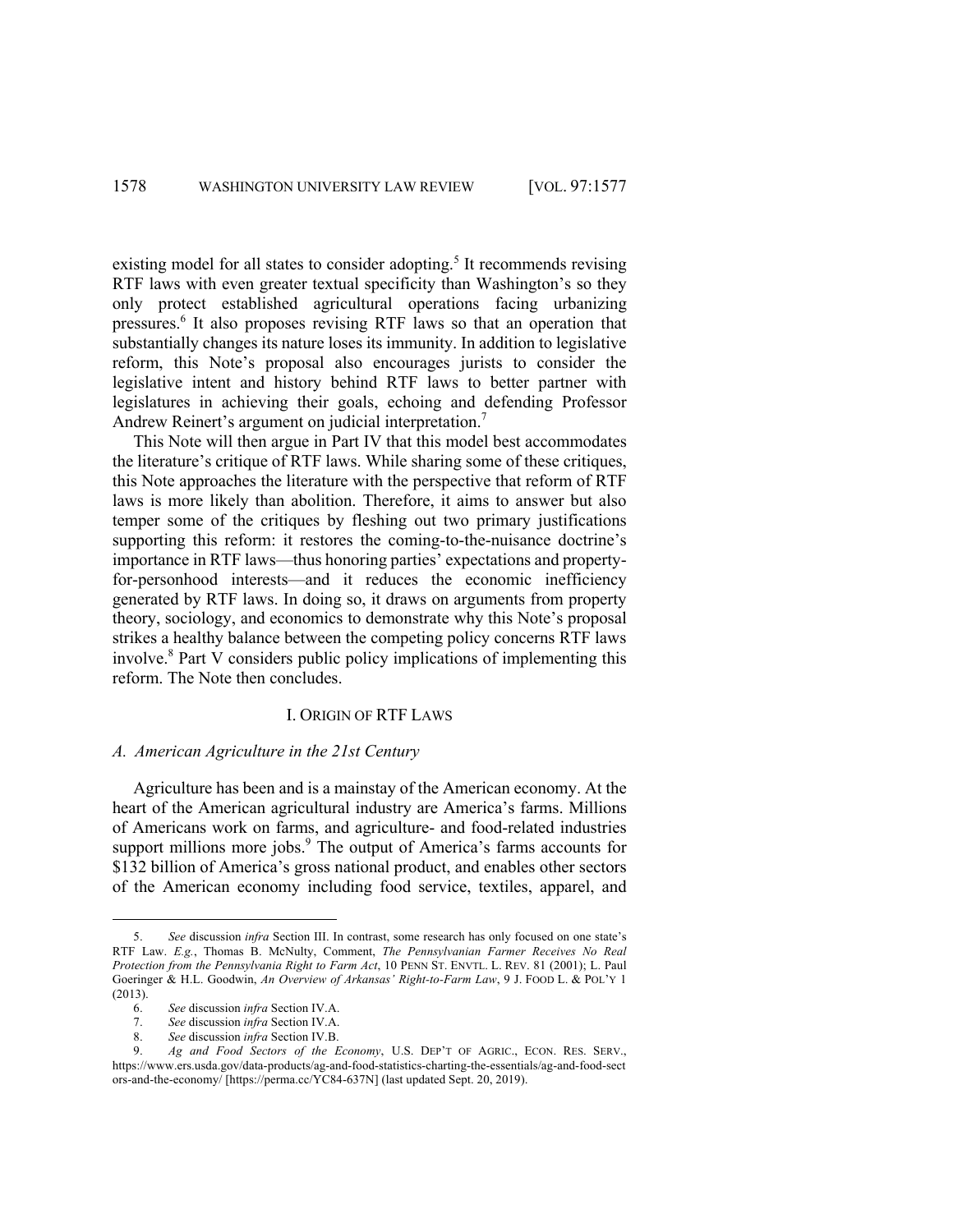existing model for all states to consider adopting.[5] It recommends revising RTF laws with even greater textual specificity than Washington's so they only protect established agricultural operations facing urbanizing pressures.[6] It also proposes revising RTF laws so that an operation that substantially changes its nature loses its immunity. In addition to legislative reform, this Note's proposal also encourages jurists to consider the legislative intent and history behind RTF laws to better partner with legislatures in achieving their goals, echoing and defending Professor Andrew Reinert's argument on judicial interpretation.[7]

This Note will then argue in Part IV that this model best accommodates the literature's critique of RTF laws. While sharing some of these critiques, this Note approaches the literature with the perspective that reform of RTF laws is more likely than abolition. Therefore, it aims to answer but also temper some of the critiques by fleshing out two primary justifications supporting this reform: it restores the coming-to-the-nuisance doctrine's importance in RTF laws—thus honoring parties' expectations and property-for-personhood interests—and it reduces the economic inefficiency generated by RTF laws. In doing so, it draws on arguments from property theory, sociology, and economics to demonstrate why this Note's proposal strikes a healthy balance between the competing policy concerns RTF laws involve.[8] Part V considers public policy implications of implementing this reform. The Note then concludes.

## I. ORIGIN OF RTF LAWS

### *A. American Agriculture in the 21st Century*

Agriculture has been and is a mainstay of the American economy. At the heart of the American agricultural industry are America's farms. Millions of Americans work on farms, and agriculture- and food-related industries support millions more jobs.[9] The output of America's farms accounts for \$132 billion of America's gross national product, and enables other sectors of the American economy including food service, textiles, apparel, and

---

5. *See* discussion *infra* Section III. In contrast, some research has only focused on one state's RTF Law. *E.g.*, Thomas B. McNulty, Comment, *The Pennsylvanian Farmer Receives No Real Protection from the Pennsylvania Right to Farm Act*, 10 PENN ST. ENVTL. L. REV. 81 (2001); L. Paul Goeringer & H.L. Goodwin, *An Overview of Arkansas' Right-to-Farm Law*, 9 J. FOOD L. & POL'Y 1 (2013).

6. *See* discussion *infra* Section IV.A.

7. *See* discussion *infra* Section IV.A.

8. *See* discussion *infra* Section IV.B.

9. *Ag and Food Sectors of the Economy*, U.S. DEP'T OF AGRIC., ECON. RES. SERV., https://www.ers.usda.gov/data-products/ag-and-food-statistics-charting-the-essentials/ag-and-food-sectors-and-the-economy/ [https://perma.cc/YC84-637N] (last updated Sept. 20, 2019).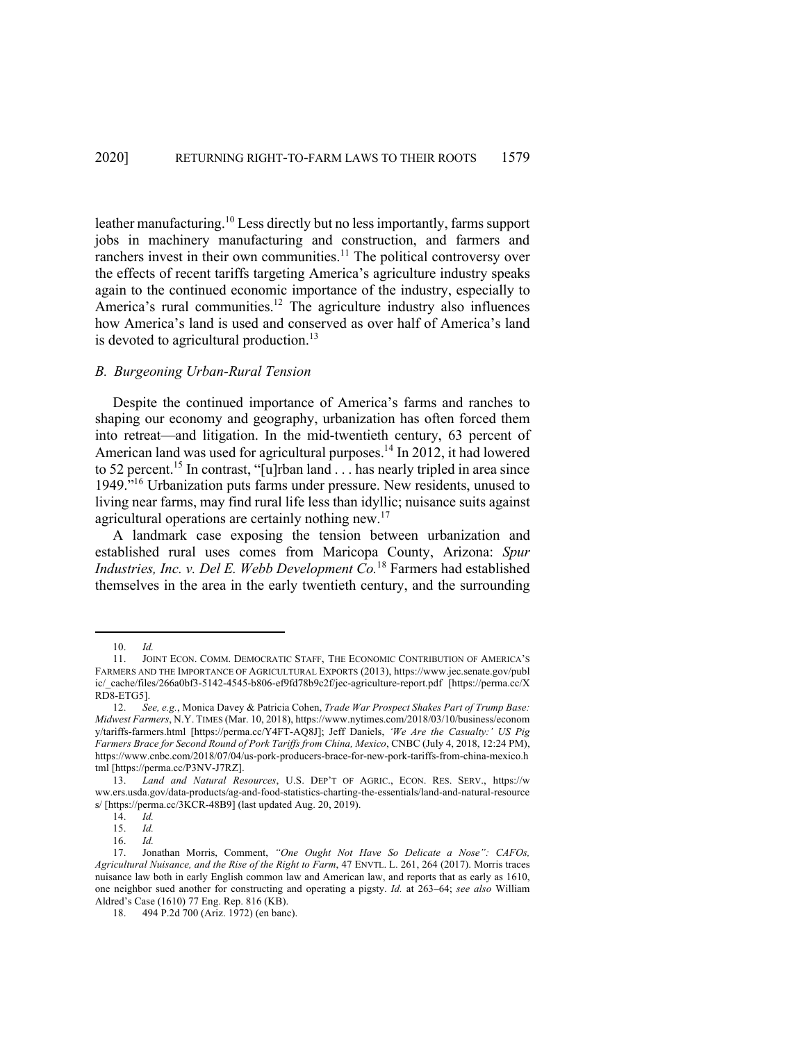leather manufacturing.[10] Less directly but no less importantly, farms support jobs in machinery manufacturing and construction, and farmers and ranchers invest in their own communities.[11] The political controversy over the effects of recent tariffs targeting America's agriculture industry speaks again to the continued economic importance of the industry, especially to America's rural communities.[12] The agriculture industry also influences how America's land is used and conserved as over half of America's land is devoted to agricultural production.[13]

### *B. Burgeoning Urban-Rural Tension*

Despite the continued importance of America's farms and ranches to shaping our economy and geography, urbanization has often forced them into retreat—and litigation. In the mid-twentieth century, 63 percent of American land was used for agricultural purposes.[14] In 2012, it had lowered to 52 percent.[15] In contrast, "[u]rban land . . . has nearly tripled in area since 1949."[16] Urbanization puts farms under pressure. New residents, unused to living near farms, may find rural life less than idyllic; nuisance suits against agricultural operations are certainly nothing new.[17]

A landmark case exposing the tension between urbanization and established rural uses comes from Maricopa County, Arizona: *Spur Industries, Inc. v. Del E. Webb Development Co.*[18] Farmers had established themselves in the area in the early twentieth century, and the surrounding

---

10. *Id.*

11. JOINT ECON. COMM. DEMOCRATIC STAFF, THE ECONOMIC CONTRIBUTION OF AMERICA'S FARMERS AND THE IMPORTANCE OF AGRICULTURAL EXPORTS (2013), https://www.jec.senate.gov/public/_cache/files/266a0bf3-5142-4545-b806-ef9fd78b9c2f/jec-agriculture-report.pdf [https://perma.cc/XRD8-ETG5].

12. *See, e.g.*, Monica Davey & Patricia Cohen, *Trade War Prospect Shakes Part of Trump Base: Midwest Farmers*, N.Y. TIMES (Mar. 10, 2018), https://www.nytimes.com/2018/03/10/business/economy/tariffs-farmers.html [https://perma.cc/Y4FT-AQ8J]; Jeff Daniels, *'We Are the Casualty:' US Pig Farmers Brace for Second Round of Pork Tariffs from China, Mexico*, CNBC (July 4, 2018, 12:24 PM), https://www.cnbc.com/2018/07/04/us-pork-producers-brace-for-new-pork-tariffs-from-china-mexico.html [https://perma.cc/P3NV-J7RZ].

13. *Land and Natural Resources*, U.S. DEP'T OF AGRIC., ECON. RES. SERV., https://www.ers.usda.gov/data-products/ag-and-food-statistics-charting-the-essentials/land-and-natural-resources/ [https://perma.cc/3KCR-48B9] (last updated Aug. 20, 2019).

14. *Id.*

15. *Id.*

16. *Id.*

17. Jonathan Morris, Comment, *"One Ought Not Have So Delicate a Nose": CAFOs, Agricultural Nuisance, and the Rise of the Right to Farm*, 47 ENVTL. L. 261, 264 (2017). Morris traces nuisance law both in early English common law and American law, and reports that as early as 1610, one neighbor sued another for constructing and operating a pigsty. *Id.* at 263–64; *see also* William Aldred's Case (1610) 77 Eng. Rep. 816 (KB).

18. 494 P.2d 700 (Ariz. 1972) (en banc).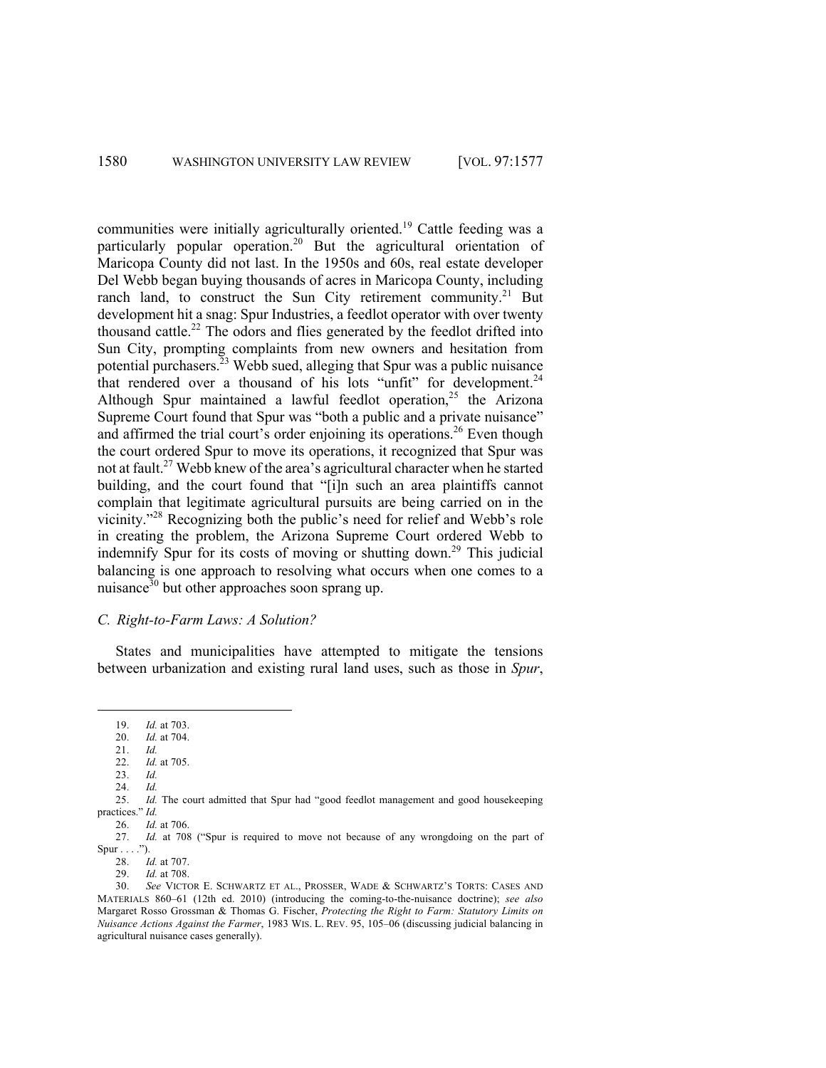communities were initially agriculturally oriented.[19] Cattle feeding was a particularly popular operation.[20] But the agricultural orientation of Maricopa County did not last. In the 1950s and 60s, real estate developer Del Webb began buying thousands of acres in Maricopa County, including ranch land, to construct the Sun City retirement community.[21] But development hit a snag: Spur Industries, a feedlot operator with over twenty thousand cattle.[22] The odors and flies generated by the feedlot drifted into Sun City, prompting complaints from new owners and hesitation from potential purchasers.[23] Webb sued, alleging that Spur was a public nuisance that rendered over a thousand of his lots "unfit" for development.[24] Although Spur maintained a lawful feedlot operation,[25] the Arizona Supreme Court found that Spur was "both a public and a private nuisance" and affirmed the trial court's order enjoining its operations.[26] Even though the court ordered Spur to move its operations, it recognized that Spur was not at fault.[27] Webb knew of the area's agricultural character when he started building, and the court found that "[i]n such an area plaintiffs cannot complain that legitimate agricultural pursuits are being carried on in the vicinity."[28] Recognizing both the public's need for relief and Webb's role in creating the problem, the Arizona Supreme Court ordered Webb to indemnify Spur for its costs of moving or shutting down.[29] This judicial balancing is one approach to resolving what occurs when one comes to a nuisance[30] but other approaches soon sprang up.

### *C. Right-to-Farm Laws: A Solution?*

States and municipalities have attempted to mitigate the tensions between urbanization and existing rural land uses, such as those in *Spur*,

---

19. *Id.* at 703.

20. *Id.* at 704.

21. *Id.*

22. *Id.* at 705.

23. *Id.*

24. *Id.*

25. *Id.* The court admitted that Spur had "good feedlot management and good housekeeping practices." *Id.*

26. *Id.* at 706.

27. *Id.* at 708 ("Spur is required to move not because of any wrongdoing on the part of Spur . . . .").

28. *Id.* at 707.

29. *Id.* at 708.

30. *See* VICTOR E. SCHWARTZ ET AL., PROSSER, WADE & SCHWARTZ'S TORTS: CASES AND MATERIALS 860–61 (12th ed. 2010) (introducing the coming-to-the-nuisance doctrine); *see also* Margaret Rosso Grossman & Thomas G. Fischer, *Protecting the Right to Farm: Statutory Limits on Nuisance Actions Against the Farmer*, 1983 WIS. L. REV. 95, 105–06 (discussing judicial balancing in agricultural nuisance cases generally).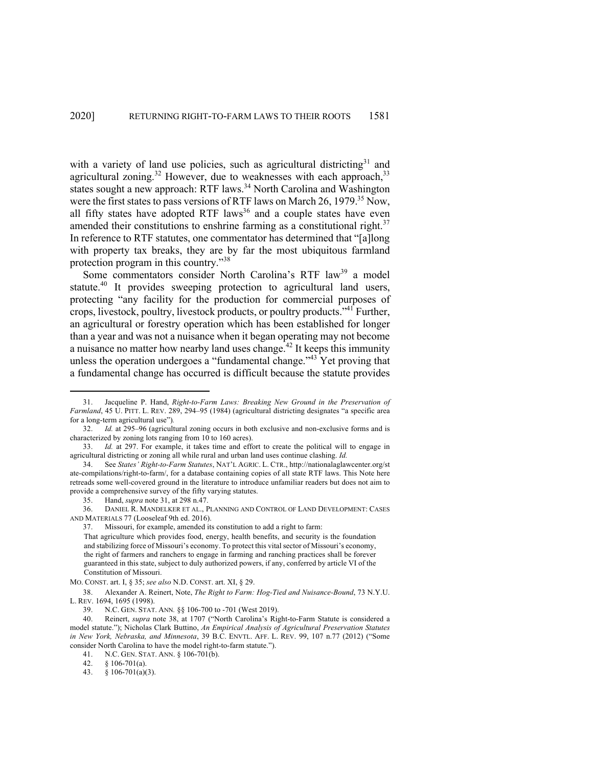with a variety of land use policies, such as agricultural districting[31] and agricultural zoning.[32] However, due to weaknesses with each approach,[33] states sought a new approach: RTF laws.[34] North Carolina and Washington were the first states to pass versions of RTF laws on March 26, 1979.[35] Now, all fifty states have adopted RTF laws[36] and a couple states have even amended their constitutions to enshrine farming as a constitutional right.[37] In reference to RTF statutes, one commentator has determined that "[a]long with property tax breaks, they are by far the most ubiquitous farmland protection program in this country."[38]

Some commentators consider North Carolina's RTF law[39] a model statute.[40] It provides sweeping protection to agricultural land users, protecting "any facility for the production for commercial purposes of crops, livestock, poultry, livestock products, or poultry products."[41] Further, an agricultural or forestry operation which has been established for longer than a year and was not a nuisance when it began operating may not become a nuisance no matter how nearby land uses change.[42] It keeps this immunity unless the operation undergoes a "fundamental change."[43] Yet proving that a fundamental change has occurred is difficult because the statute provides

---

31. Jacqueline P. Hand, *Right-to-Farm Laws: Breaking New Ground in the Preservation of Farmland*, 45 U. PITT. L. REV. 289, 294–95 (1984) (agricultural districting designates "a specific area for a long-term agricultural use").

32. *Id.* at 295–96 (agricultural zoning occurs in both exclusive and non-exclusive forms and is characterized by zoning lots ranging from 10 to 160 acres).

33. *Id.* at 297. For example, it takes time and effort to create the political will to engage in agricultural districting or zoning all while rural and urban land uses continue clashing. *Id.*

34. See *States' Right-to-Farm Statutes*, NAT'L AGRIC. L. CTR., http://nationalaglawcenter.org/state-compilations/right-to-farm/, for a database containing copies of all state RTF laws. This Note here retreads some well-covered ground in the literature to introduce unfamiliar readers but does not aim to provide a comprehensive survey of the fifty varying statutes.

35. Hand, *supra* note 31, at 298 n.47.

36. DANIEL R. MANDELKER ET AL., PLANNING AND CONTROL OF LAND DEVELOPMENT: CASES AND MATERIALS 77 (Looseleaf 9th ed. 2016).

37. Missouri, for example, amended its constitution to add a right to farm:

> That agriculture which provides food, energy, health benefits, and security is the foundation and stabilizing force of Missouri's economy. To protect this vital sector of Missouri's economy, the right of farmers and ranchers to engage in farming and ranching practices shall be forever guaranteed in this state, subject to duly authorized powers, if any, conferred by article VI of the Constitution of Missouri.

MO. CONST. art. I, § 35; *see also* N.D. CONST. art. XI, § 29.

38. Alexander A. Reinert, Note, *The Right to Farm: Hog-Tied and Nuisance-Bound*, 73 N.Y.U. L. REV. 1694, 1695 (1998).

39. N.C. GEN. STAT. ANN. §§ 106-700 to -701 (West 2019).

40. Reinert, *supra* note 38, at 1707 ("North Carolina's Right-to-Farm Statute is considered a model statute."); Nicholas Clark Buttino, *An Empirical Analysis of Agricultural Preservation Statutes in New York, Nebraska, and Minnesota*, 39 B.C. ENVTL. AFF. L. REV. 99, 107 n.77 (2012) ("Some consider North Carolina to have the model right-to-farm statute.").

41. N.C. GEN. STAT. ANN. § 106-701(b).

42. § 106-701(a).

43. § 106-701(a)(3).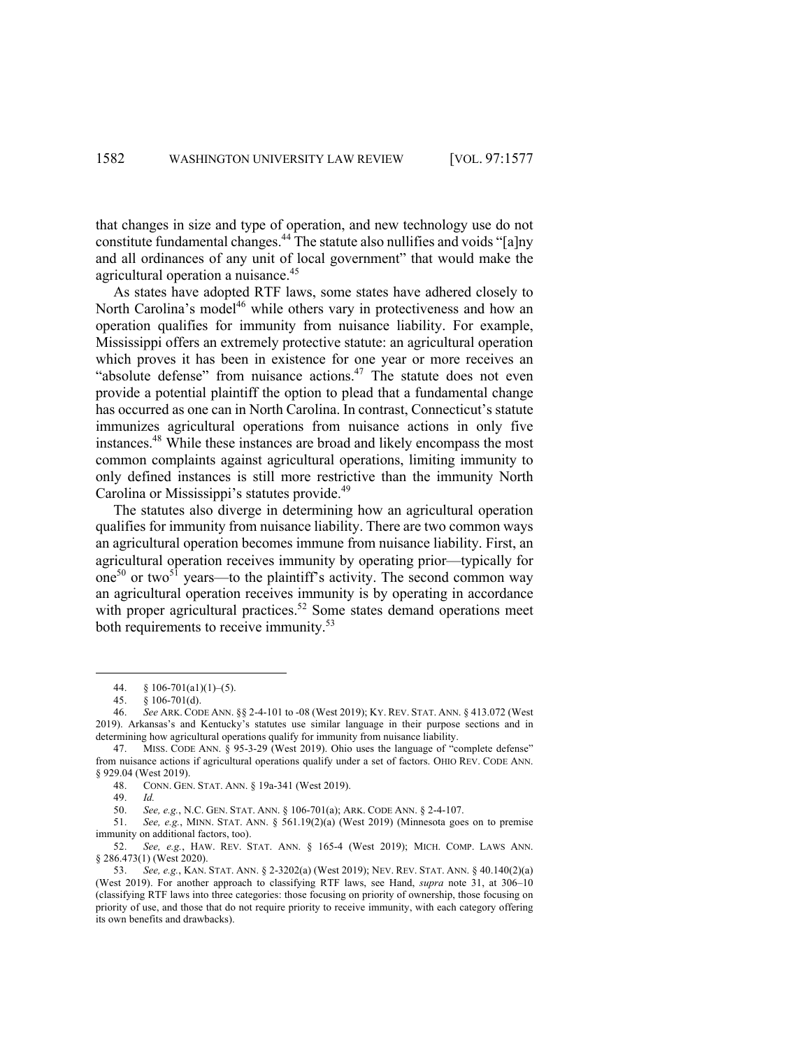that changes in size and type of operation, and new technology use do not constitute fundamental changes.[44] The statute also nullifies and voids "[a]ny and all ordinances of any unit of local government" that would make the agricultural operation a nuisance.[45]

As states have adopted RTF laws, some states have adhered closely to North Carolina's model[46] while others vary in protectiveness and how an operation qualifies for immunity from nuisance liability. For example, Mississippi offers an extremely protective statute: an agricultural operation which proves it has been in existence for one year or more receives an "absolute defense" from nuisance actions.[47] The statute does not even provide a potential plaintiff the option to plead that a fundamental change has occurred as one can in North Carolina. In contrast, Connecticut's statute immunizes agricultural operations from nuisance actions in only five instances.[48] While these instances are broad and likely encompass the most common complaints against agricultural operations, limiting immunity to only defined instances is still more restrictive than the immunity North Carolina or Mississippi's statutes provide.[49]

The statutes also diverge in determining how an agricultural operation qualifies for immunity from nuisance liability. There are two common ways an agricultural operation becomes immune from nuisance liability. First, an agricultural operation receives immunity by operating prior—typically for one[50] or two[51] years—to the plaintiff's activity. The second common way an agricultural operation receives immunity is by operating in accordance with proper agricultural practices.[52] Some states demand operations meet both requirements to receive immunity.[53]

---

44. § 106-701(a1)(1)–(5).

45. § 106-701(d).

46. *See* ARK. CODE ANN. §§ 2-4-101 to -08 (West 2019); KY. REV. STAT. ANN. § 413.072 (West 2019). Arkansas's and Kentucky's statutes use similar language in their purpose sections and in determining how agricultural operations qualify for immunity from nuisance liability.

47. MISS. CODE ANN. § 95-3-29 (West 2019). Ohio uses the language of "complete defense" from nuisance actions if agricultural operations qualify under a set of factors. OHIO REV. CODE ANN. § 929.04 (West 2019).

48. CONN. GEN. STAT. ANN. § 19a-341 (West 2019).

49. *Id.*

50. *See, e.g.*, N.C. GEN. STAT. ANN. § 106-701(a); ARK. CODE ANN. § 2-4-107.

51. *See, e.g.*, MINN. STAT. ANN. § 561.19(2)(a) (West 2019) (Minnesota goes on to premise immunity on additional factors, too).

52. *See, e.g.*, HAW. REV. STAT. ANN. § 165-4 (West 2019); MICH. COMP. LAWS ANN. § 286.473(1) (West 2020).

53. *See, e.g.*, KAN. STAT. ANN. § 2-3202(a) (West 2019); NEV. REV. STAT. ANN. § 40.140(2)(a) (West 2019). For another approach to classifying RTF laws, see Hand, *supra* note 31, at 306–10 (classifying RTF laws into three categories: those focusing on priority of ownership, those focusing on priority of use, and those that do not require priority to receive immunity, with each category offering its own benefits and drawbacks).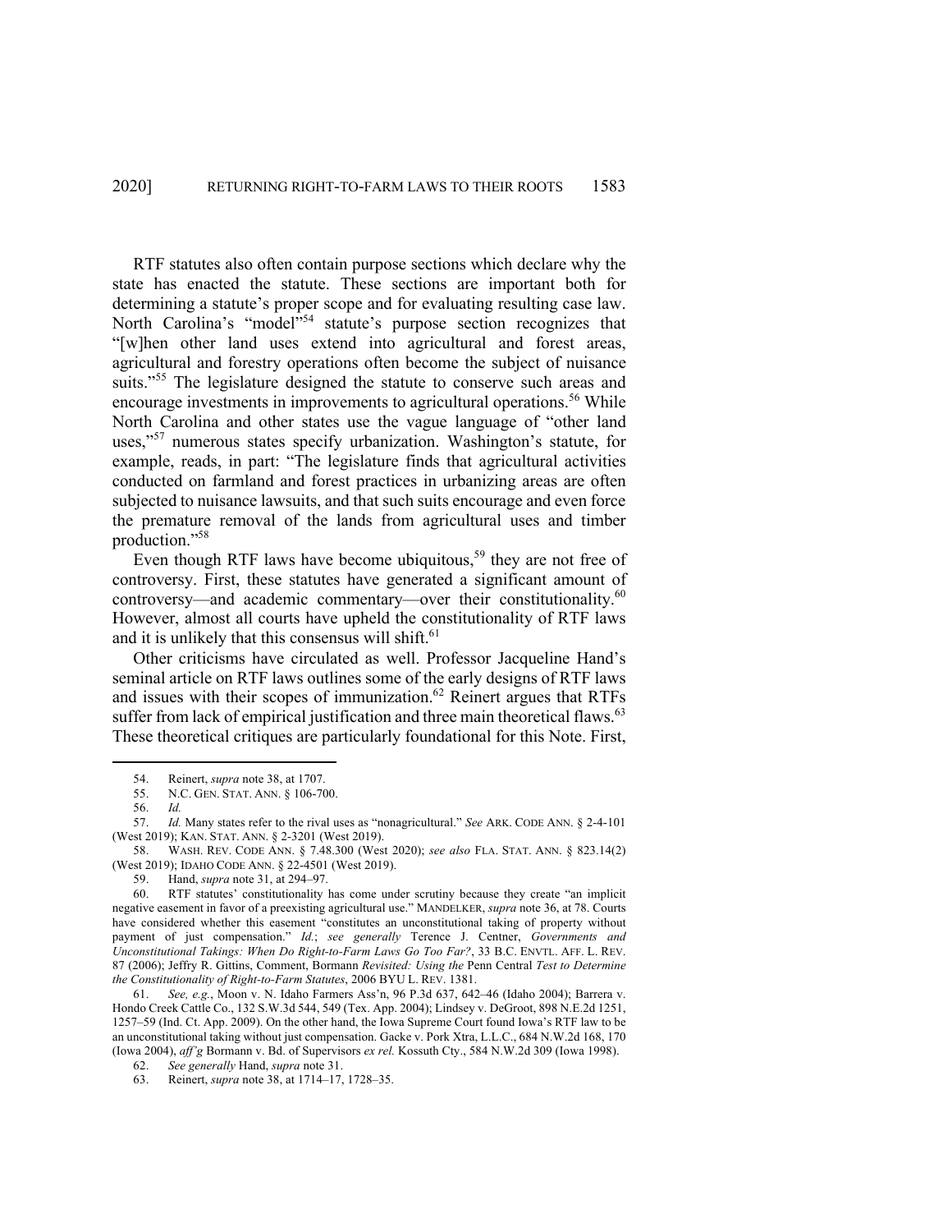RTF statutes also often contain purpose sections which declare why the state has enacted the statute. These sections are important both for determining a statute's proper scope and for evaluating resulting case law. North Carolina's "model"[54] statute's purpose section recognizes that "[w]hen other land uses extend into agricultural and forest areas, agricultural and forestry operations often become the subject of nuisance suits."[55] The legislature designed the statute to conserve such areas and encourage investments in improvements to agricultural operations.[56] While North Carolina and other states use the vague language of "other land uses,"[57] numerous states specify urbanization. Washington's statute, for example, reads, in part: "The legislature finds that agricultural activities conducted on farmland and forest practices in urbanizing areas are often subjected to nuisance lawsuits, and that such suits encourage and even force the premature removal of the lands from agricultural uses and timber production."[58]

Even though RTF laws have become ubiquitous,[59] they are not free of controversy. First, these statutes have generated a significant amount of controversy—and academic commentary—over their constitutionality.[60] However, almost all courts have upheld the constitutionality of RTF laws and it is unlikely that this consensus will shift.[61]

Other criticisms have circulated as well. Professor Jacqueline Hand's seminal article on RTF laws outlines some of the early designs of RTF laws and issues with their scopes of immunization.[62] Reinert argues that RTFs suffer from lack of empirical justification and three main theoretical flaws.[63] These theoretical critiques are particularly foundational for this Note. First,

---

54. Reinert, *supra* note 38, at 1707.

55. N.C. GEN. STAT. ANN. § 106-700.

56. *Id.*

57. *Id.* Many states refer to the rival uses as "nonagricultural." *See* ARK. CODE ANN. § 2-4-101 (West 2019); KAN. STAT. ANN. § 2-3201 (West 2019).

58. WASH. REV. CODE ANN. § 7.48.300 (West 2020); *see also* FLA. STAT. ANN. § 823.14(2) (West 2019); IDAHO CODE ANN. § 22-4501 (West 2019).

59. Hand, *supra* note 31, at 294–97.

60. RTF statutes' constitutionality has come under scrutiny because they create "an implicit negative easement in favor of a preexisting agricultural use." MANDELKER, *supra* note 36, at 78. Courts have considered whether this easement "constitutes an unconstitutional taking of property without payment of just compensation." *Id.*; *see generally* Terence J. Centner, *Governments and Unconstitutional Takings: When Do Right-to-Farm Laws Go Too Far?*, 33 B.C. ENVTL. AFF. L. REV. 87 (2006); Jeffry R. Gittins, Comment, Bormann *Revisited: Using the* Penn Central *Test to Determine the Constitutionality of Right-to-Farm Statutes*, 2006 BYU L. REV. 1381.

61. *See, e.g.*, Moon v. N. Idaho Farmers Ass'n, 96 P.3d 637, 642–46 (Idaho 2004); Barrera v. Hondo Creek Cattle Co., 132 S.W.3d 544, 549 (Tex. App. 2004); Lindsey v. DeGroot, 898 N.E.2d 1251, 1257–59 (Ind. Ct. App. 2009). On the other hand, the Iowa Supreme Court found Iowa's RTF law to be an unconstitutional taking without just compensation. Gacke v. Pork Xtra, L.L.C., 684 N.W.2d 168, 170 (Iowa 2004), *aff'g* Bormann v. Bd. of Supervisors *ex rel.* Kossuth Cty., 584 N.W.2d 309 (Iowa 1998).

62. *See generally* Hand, *supra* note 31.

63. Reinert, *supra* note 38, at 1714–17, 1728–35.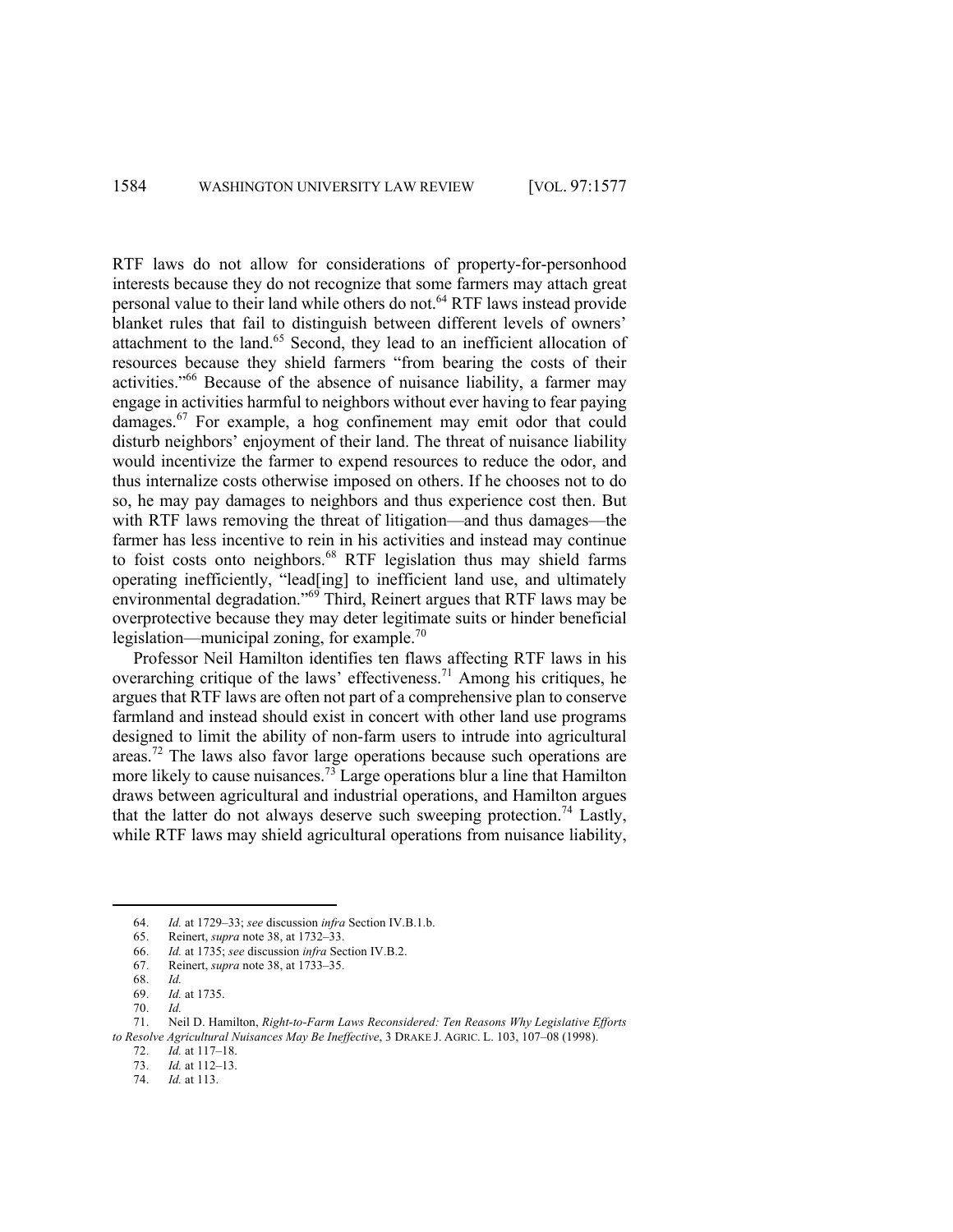RTF laws do not allow for considerations of property-for-personhood interests because they do not recognize that some farmers may attach great personal value to their land while others do not.[64] RTF laws instead provide blanket rules that fail to distinguish between different levels of owners' attachment to the land.[65] Second, they lead to an inefficient allocation of resources because they shield farmers "from bearing the costs of their activities."[66] Because of the absence of nuisance liability, a farmer may engage in activities harmful to neighbors without ever having to fear paying damages.[67] For example, a hog confinement may emit odor that could disturb neighbors' enjoyment of their land. The threat of nuisance liability would incentivize the farmer to expend resources to reduce the odor, and thus internalize costs otherwise imposed on others. If he chooses not to do so, he may pay damages to neighbors and thus experience cost then. But with RTF laws removing the threat of litigation—and thus damages—the farmer has less incentive to rein in his activities and instead may continue to foist costs onto neighbors.[68] RTF legislation thus may shield farms operating inefficiently, "lead[ing] to inefficient land use, and ultimately environmental degradation."[69] Third, Reinert argues that RTF laws may be overprotective because they may deter legitimate suits or hinder beneficial legislation—municipal zoning, for example.[70]

Professor Neil Hamilton identifies ten flaws affecting RTF laws in his overarching critique of the laws' effectiveness.[71] Among his critiques, he argues that RTF laws are often not part of a comprehensive plan to conserve farmland and instead should exist in concert with other land use programs designed to limit the ability of non-farm users to intrude into agricultural areas.[72] The laws also favor large operations because such operations are more likely to cause nuisances.[73] Large operations blur a line that Hamilton draws between agricultural and industrial operations, and Hamilton argues that the latter do not always deserve such sweeping protection.[74] Lastly, while RTF laws may shield agricultural operations from nuisance liability,

---

64. *Id.* at 1729–33; *see* discussion *infra* Section IV.B.1.b.

65. Reinert, *supra* note 38, at 1732–33.

66. *Id.* at 1735; *see* discussion *infra* Section IV.B.2.

67. Reinert, *supra* note 38, at 1733–35.

68. *Id.*

69. *Id.* at 1735.

70. *Id.*

71. Neil D. Hamilton, *Right-to-Farm Laws Reconsidered: Ten Reasons Why Legislative Efforts to Resolve Agricultural Nuisances May Be Ineffective*, 3 DRAKE J. AGRIC. L. 103, 107–08 (1998).

72. *Id.* at 117–18.

73. *Id.* at 112–13.

74. *Id.* at 113.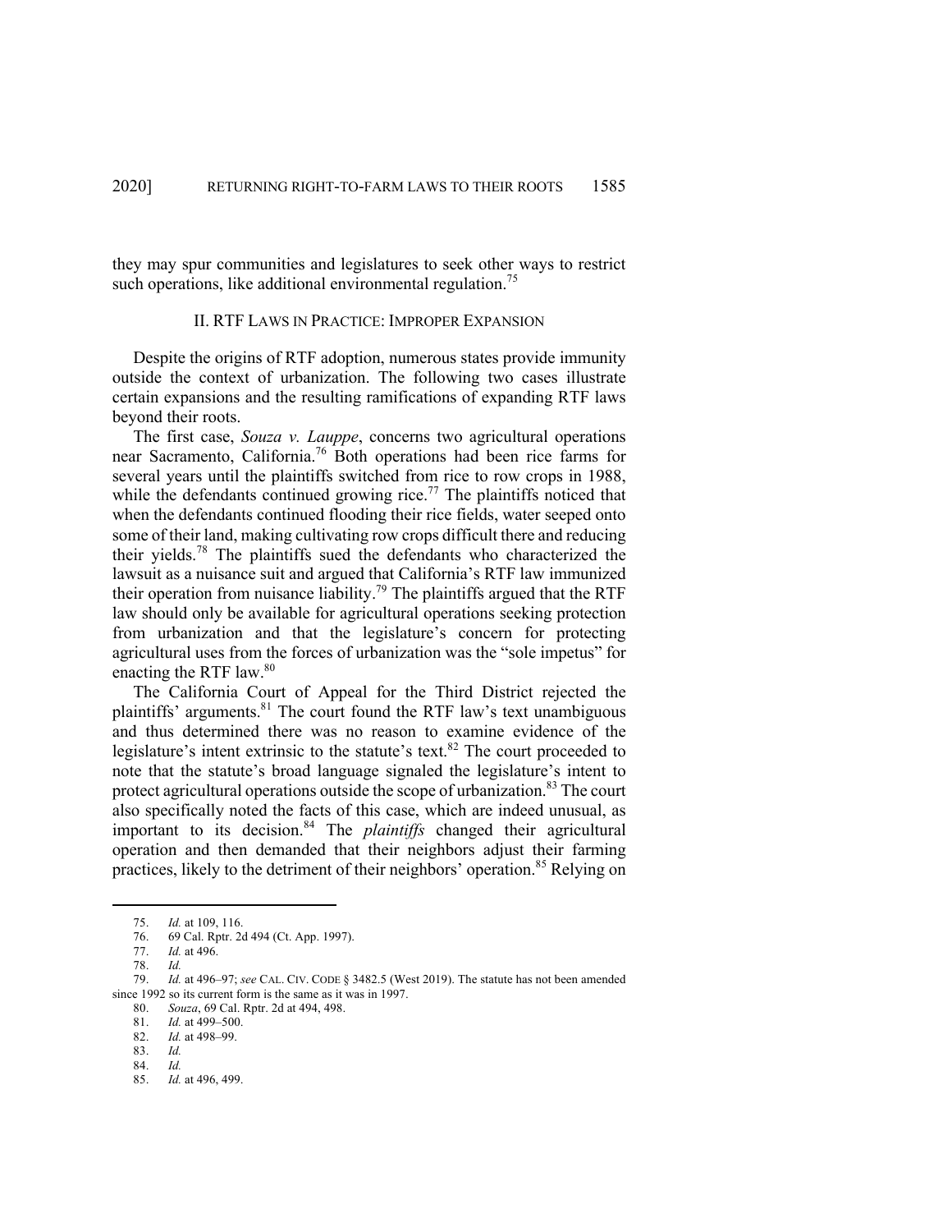they may spur communities and legislatures to seek other ways to restrict such operations, like additional environmental regulation.[75]

## II. RTF Laws in Practice: Improper Expansion

Despite the origins of RTF adoption, numerous states provide immunity outside the context of urbanization. The following two cases illustrate certain expansions and the resulting ramifications of expanding RTF laws beyond their roots.

The first case, *Souza v. Lauppe*, concerns two agricultural operations near Sacramento, California.[76] Both operations had been rice farms for several years until the plaintiffs switched from rice to row crops in 1988, while the defendants continued growing rice.[77] The plaintiffs noticed that when the defendants continued flooding their rice fields, water seeped onto some of their land, making cultivating row crops difficult there and reducing their yields.[78] The plaintiffs sued the defendants who characterized the lawsuit as a nuisance suit and argued that California's RTF law immunized their operation from nuisance liability.[79] The plaintiffs argued that the RTF law should only be available for agricultural operations seeking protection from urbanization and that the legislature's concern for protecting agricultural uses from the forces of urbanization was the "sole impetus" for enacting the RTF law.[80]

The California Court of Appeal for the Third District rejected the plaintiffs' arguments.[81] The court found the RTF law's text unambiguous and thus determined there was no reason to examine evidence of the legislature's intent extrinsic to the statute's text.[82] The court proceeded to note that the statute's broad language signaled the legislature's intent to protect agricultural operations outside the scope of urbanization.[83] The court also specifically noted the facts of this case, which are indeed unusual, as important to its decision.[84] The *plaintiffs* changed their agricultural operation and then demanded that their neighbors adjust their farming practices, likely to the detriment of their neighbors' operation.[85] Relying on

---

75. *Id.* at 109, 116.

76. 69 Cal. Rptr. 2d 494 (Ct. App. 1997).

77. *Id.* at 496.

78. *Id.*

79. *Id.* at 496–97; *see* CAL. CIV. CODE § 3482.5 (West 2019). The statute has not been amended since 1992 so its current form is the same as it was in 1997.

80. *Souza*, 69 Cal. Rptr. 2d at 494, 498.

81. *Id.* at 499–500.

82. *Id.* at 498–99.

83. *Id.*

84. *Id.*

85. *Id.* at 496, 499.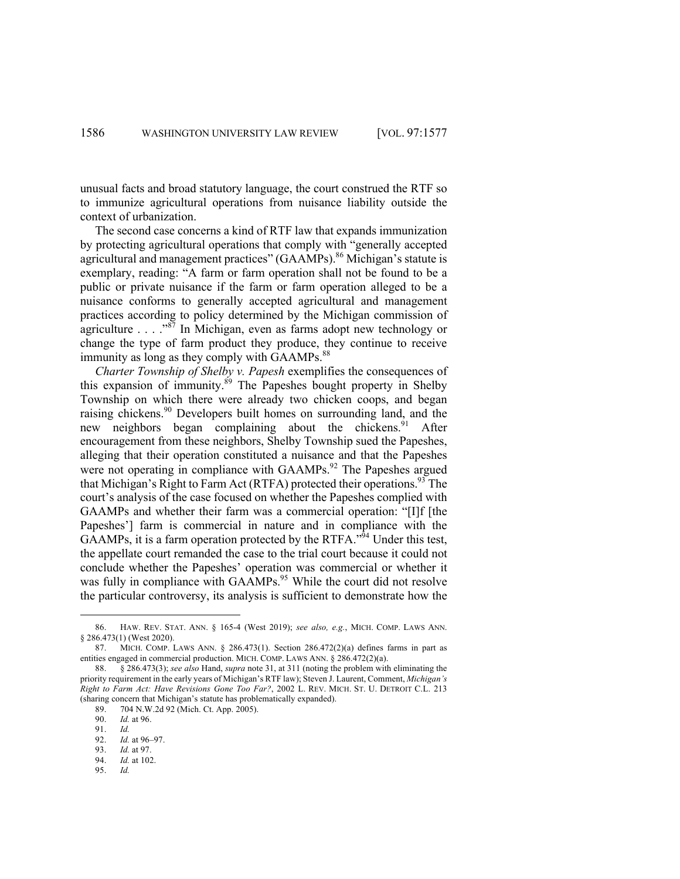unusual facts and broad statutory language, the court construed the RTF so to immunize agricultural operations from nuisance liability outside the context of urbanization.

The second case concerns a kind of RTF law that expands immunization by protecting agricultural operations that comply with "generally accepted agricultural and management practices" (GAAMPs).[86] Michigan's statute is exemplary, reading: "A farm or farm operation shall not be found to be a public or private nuisance if the farm or farm operation alleged to be a nuisance conforms to generally accepted agricultural and management practices according to policy determined by the Michigan commission of agriculture . . . ."[87] In Michigan, even as farms adopt new technology or change the type of farm product they produce, they continue to receive immunity as long as they comply with GAAMPs.[88]

*Charter Township of Shelby v. Papesh* exemplifies the consequences of this expansion of immunity.[89] The Papeshes bought property in Shelby Township on which there were already two chicken coops, and began raising chickens.[90] Developers built homes on surrounding land, and the new neighbors began complaining about the chickens.[91] After encouragement from these neighbors, Shelby Township sued the Papeshes, alleging that their operation constituted a nuisance and that the Papeshes were not operating in compliance with GAAMPs.[92] The Papeshes argued that Michigan's Right to Farm Act (RTFA) protected their operations.[93] The court's analysis of the case focused on whether the Papeshes complied with GAAMPs and whether their farm was a commercial operation: "[I]f [the Papeshes'] farm is commercial in nature and in compliance with the GAAMPs, it is a farm operation protected by the RTFA."[94] Under this test, the appellate court remanded the case to the trial court because it could not conclude whether the Papeshes' operation was commercial or whether it was fully in compliance with GAAMPs.[95] While the court did not resolve the particular controversy, its analysis is sufficient to demonstrate how the

---

86. HAW. REV. STAT. ANN. § 165-4 (West 2019); *see also, e.g.*, MICH. COMP. LAWS ANN. § 286.473(1) (West 2020).

87. MICH. COMP. LAWS ANN. § 286.473(1). Section 286.472(2)(a) defines farms in part as entities engaged in commercial production. MICH. COMP. LAWS ANN. § 286.472(2)(a).

88. § 286.473(3); *see also* Hand, *supra* note 31, at 311 (noting the problem with eliminating the priority requirement in the early years of Michigan's RTF law); Steven J. Laurent, Comment, *Michigan's Right to Farm Act: Have Revisions Gone Too Far?*, 2002 L. REV. MICH. ST. U. DETROIT C.L. 213 (sharing concern that Michigan's statute has problematically expanded).

89. 704 N.W.2d 92 (Mich. Ct. App. 2005).

90. *Id.* at 96.

91. *Id.*

92. *Id.* at 96–97.

93. *Id.* at 97.

94. *Id.* at 102.

95. *Id.*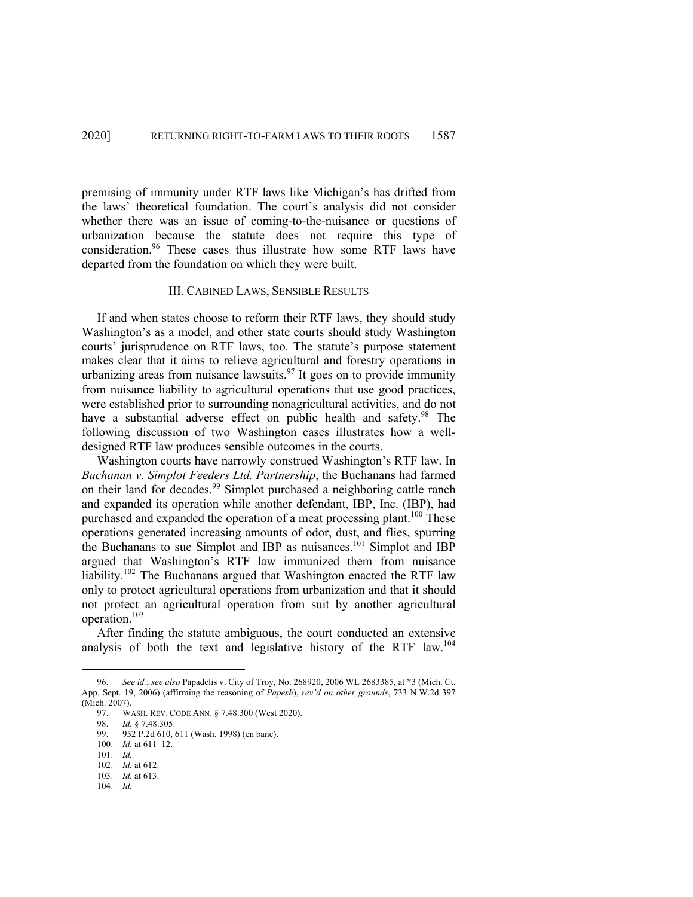premising of immunity under RTF laws like Michigan's has drifted from the laws' theoretical foundation. The court's analysis did not consider whether there was an issue of coming-to-the-nuisance or questions of urbanization because the statute does not require this type of consideration.[96] These cases thus illustrate how some RTF laws have departed from the foundation on which they were built.

## III. CABINED LAWS, SENSIBLE RESULTS

If and when states choose to reform their RTF laws, they should study Washington's as a model, and other state courts should study Washington courts' jurisprudence on RTF laws, too. The statute's purpose statement makes clear that it aims to relieve agricultural and forestry operations in urbanizing areas from nuisance lawsuits.[97] It goes on to provide immunity from nuisance liability to agricultural operations that use good practices, were established prior to surrounding nonagricultural activities, and do not have a substantial adverse effect on public health and safety.[98] The following discussion of two Washington cases illustrates how a well-designed RTF law produces sensible outcomes in the courts.

Washington courts have narrowly construed Washington's RTF law. In *Buchanan v. Simplot Feeders Ltd. Partnership*, the Buchanans had farmed on their land for decades.[99] Simplot purchased a neighboring cattle ranch and expanded its operation while another defendant, IBP, Inc. (IBP), had purchased and expanded the operation of a meat processing plant.[100] These operations generated increasing amounts of odor, dust, and flies, spurring the Buchanans to sue Simplot and IBP as nuisances.[101] Simplot and IBP argued that Washington's RTF law immunized them from nuisance liability.[102] The Buchanans argued that Washington enacted the RTF law only to protect agricultural operations from urbanization and that it should not protect an agricultural operation from suit by another agricultural operation.[103]

After finding the statute ambiguous, the court conducted an extensive analysis of both the text and legislative history of the RTF law.[104]

---

96. *See id.*; *see also* Papadelis v. City of Troy, No. 268920, 2006 WL 2683385, at *3 (Mich. Ct. App. Sept. 19, 2006) (affirming the reasoning of *Papesh*), *rev'd on other grounds*, 733 N.W.2d 397 (Mich. 2007).

97. WASH. REV. CODE ANN. § 7.48.300 (West 2020).

98. *Id.* § 7.48.305.

99. 952 P.2d 610, 611 (Wash. 1998) (en banc).

100. *Id.* at 611–12.

101. *Id.*

102. *Id.* at 612.

103. *Id.* at 613.

104. *Id.*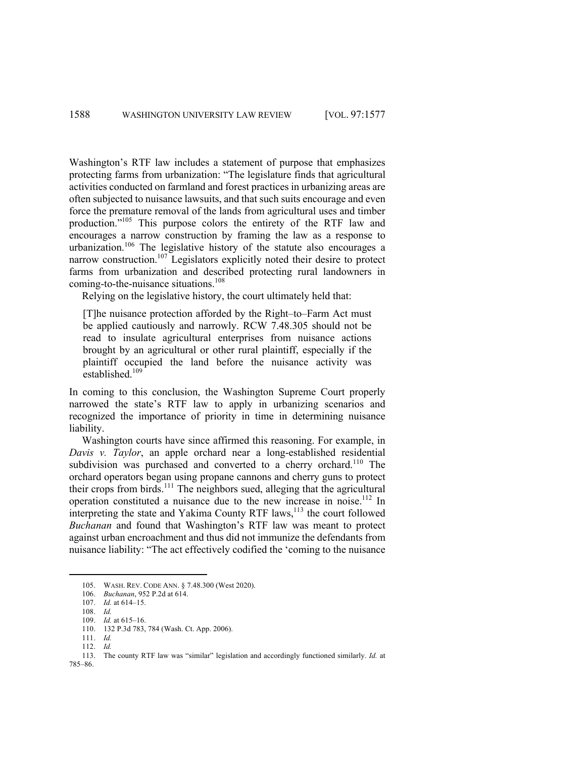Washington's RTF law includes a statement of purpose that emphasizes protecting farms from urbanization: "The legislature finds that agricultural activities conducted on farmland and forest practices in urbanizing areas are often subjected to nuisance lawsuits, and that such suits encourage and even force the premature removal of the lands from agricultural uses and timber production."[105] This purpose colors the entirety of the RTF law and encourages a narrow construction by framing the law as a response to urbanization.[106] The legislative history of the statute also encourages a narrow construction.[107] Legislators explicitly noted their desire to protect farms from urbanization and described protecting rural landowners in coming-to-the-nuisance situations.[108]

Relying on the legislative history, the court ultimately held that:

> [T]he nuisance protection afforded by the Right–to–Farm Act must be applied cautiously and narrowly. RCW 7.48.305 should not be read to insulate agricultural enterprises from nuisance actions brought by an agricultural or other rural plaintiff, especially if the plaintiff occupied the land before the nuisance activity was established.[109]

In coming to this conclusion, the Washington Supreme Court properly narrowed the state's RTF law to apply in urbanizing scenarios and recognized the importance of priority in time in determining nuisance liability.

Washington courts have since affirmed this reasoning. For example, in *Davis v. Taylor*, an apple orchard near a long-established residential subdivision was purchased and converted to a cherry orchard.[110] The orchard operators began using propane cannons and cherry guns to protect their crops from birds.[111] The neighbors sued, alleging that the agricultural operation constituted a nuisance due to the new increase in noise.[112] In interpreting the state and Yakima County RTF laws,[113] the court followed *Buchanan* and found that Washington's RTF law was meant to protect against urban encroachment and thus did not immunize the defendants from nuisance liability: "The act effectively codified the 'coming to the nuisance

---

105. WASH. REV. CODE ANN. § 7.48.300 (West 2020).

106. *Buchanan*, 952 P.2d at 614.

107. *Id.* at 614–15.

108. *Id.*

109. *Id.* at 615–16.

110. 132 P.3d 783, 784 (Wash. Ct. App. 2006).

111. *Id.*

112. *Id.*

113. The county RTF law was "similar" legislation and accordingly functioned similarly. *Id.* at 785–86.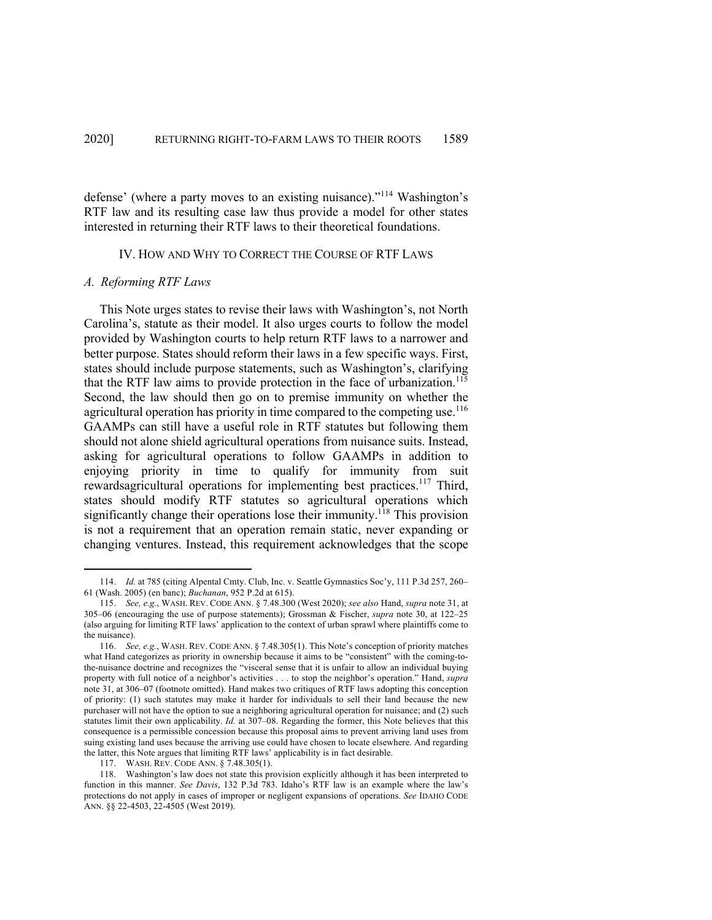defense' (where a party moves to an existing nuisance)."[114] Washington's RTF law and its resulting case law thus provide a model for other states interested in returning their RTF laws to their theoretical foundations.

## IV. HOW AND WHY TO CORRECT THE COURSE OF RTF LAWS

### *A. Reforming RTF Laws*

This Note urges states to revise their laws with Washington's, not North Carolina's, statute as their model. It also urges courts to follow the model provided by Washington courts to help return RTF laws to a narrower and better purpose. States should reform their laws in a few specific ways. First, states should include purpose statements, such as Washington's, clarifying that the RTF law aims to provide protection in the face of urbanization.[115] Second, the law should then go on to premise immunity on whether the agricultural operation has priority in time compared to the competing use.[116] GAAMPs can still have a useful role in RTF statutes but following them should not alone shield agricultural operations from nuisance suits. Instead, asking for agricultural operations to follow GAAMPs in addition to enjoying priority in time to qualify for immunity from suit rewardsagricultural operations for implementing best practices.[117] Third, states should modify RTF statutes so agricultural operations which significantly change their operations lose their immunity.[118] This provision is not a requirement that an operation remain static, never expanding or changing ventures. Instead, this requirement acknowledges that the scope

---

114. *Id.* at 785 (citing Alpental Cmty. Club, Inc. v. Seattle Gymnastics Soc'y, 111 P.3d 257, 260–61 (Wash. 2005) (en banc); *Buchanan*, 952 P.2d at 615).

115. *See, e.g.*, WASH. REV. CODE ANN. § 7.48.300 (West 2020); *see also* Hand, *supra* note 31, at 305–06 (encouraging the use of purpose statements); Grossman & Fischer, *supra* note 30, at 122–25 (also arguing for limiting RTF laws' application to the context of urban sprawl where plaintiffs come to the nuisance).

116. *See, e.g.*, WASH. REV. CODE ANN. § 7.48.305(1). This Note's conception of priority matches what Hand categorizes as priority in ownership because it aims to be "consistent" with the coming-to-the-nuisance doctrine and recognizes the "visceral sense that it is unfair to allow an individual buying property with full notice of a neighbor's activities . . . to stop the neighbor's operation." Hand, *supra* note 31, at 306–07 (footnote omitted). Hand makes two critiques of RTF laws adopting this conception of priority: (1) such statutes may make it harder for individuals to sell their land because the new purchaser will not have the option to sue a neighboring agricultural operation for nuisance; and (2) such statutes limit their own applicability. *Id.* at 307–08. Regarding the former, this Note believes that this consequence is a permissible concession because this proposal aims to prevent arriving land uses from suing existing land uses because the arriving use could have chosen to locate elsewhere. And regarding the latter, this Note argues that limiting RTF laws' applicability is in fact desirable.

117. WASH. REV. CODE ANN. § 7.48.305(1).

118. Washington's law does not state this provision explicitly although it has been interpreted to function in this manner. *See Davis*, 132 P.3d 783. Idaho's RTF law is an example where the law's protections do not apply in cases of improper or negligent expansions of operations. *See* IDAHO CODE ANN. §§ 22-4503, 22-4505 (West 2019).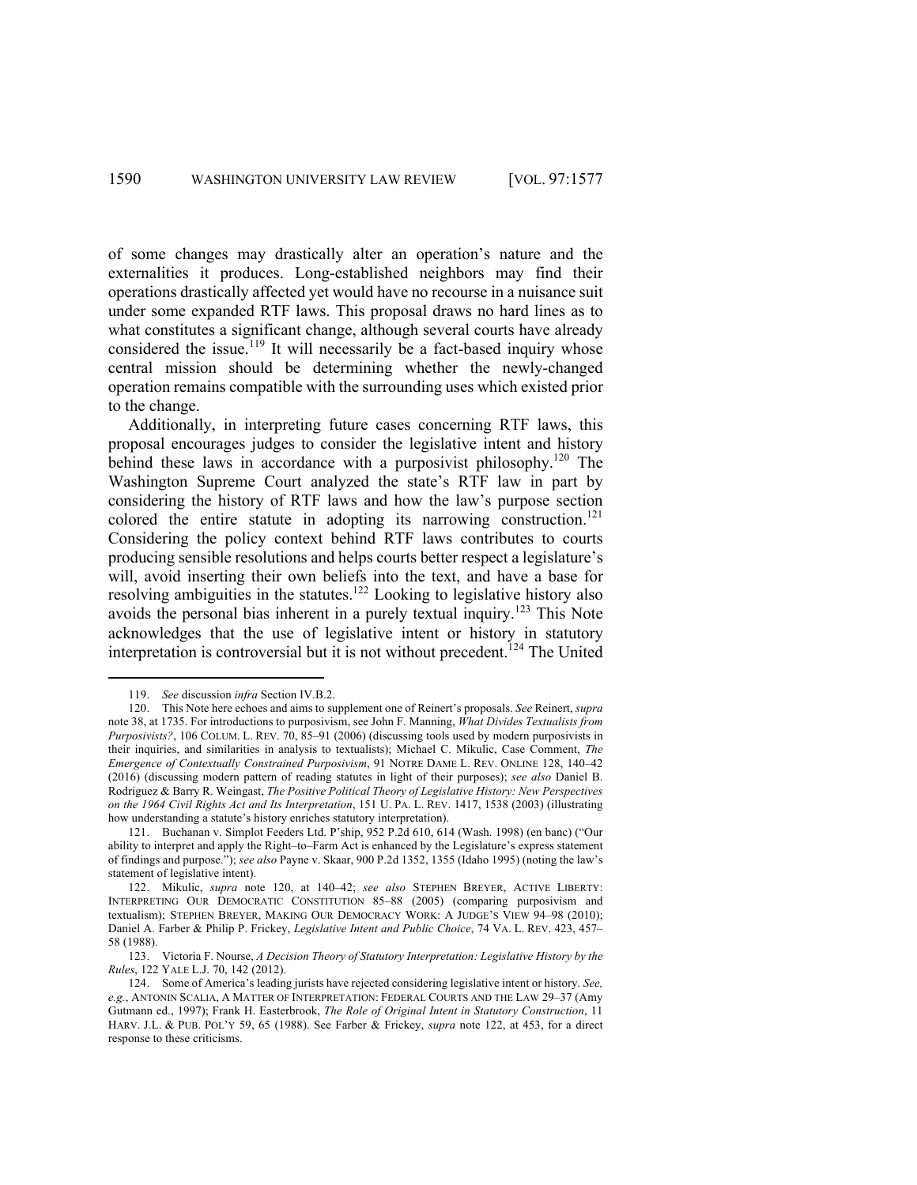of some changes may drastically alter an operation's nature and the externalities it produces. Long-established neighbors may find their operations drastically affected yet would have no recourse in a nuisance suit under some expanded RTF laws. This proposal draws no hard lines as to what constitutes a significant change, although several courts have already considered the issue.[119] It will necessarily be a fact-based inquiry whose central mission should be determining whether the newly-changed operation remains compatible with the surrounding uses which existed prior to the change.

Additionally, in interpreting future cases concerning RTF laws, this proposal encourages judges to consider the legislative intent and history behind these laws in accordance with a purposivist philosophy.[120] The Washington Supreme Court analyzed the state's RTF law in part by considering the history of RTF laws and how the law's purpose section colored the entire statute in adopting its narrowing construction.[121] Considering the policy context behind RTF laws contributes to courts producing sensible resolutions and helps courts better respect a legislature's will, avoid inserting their own beliefs into the text, and have a base for resolving ambiguities in the statutes.[122] Looking to legislative history also avoids the personal bias inherent in a purely textual inquiry.[123] This Note acknowledges that the use of legislative intent or history in statutory interpretation is controversial but it is not without precedent.[124] The United

---

119. *See* discussion *infra* Section IV.B.2.

120. This Note here echoes and aims to supplement one of Reinert's proposals. *See* Reinert, *supra* note 38, at 1735. For introductions to purposivism, see John F. Manning, *What Divides Textualists from Purposivists?*, 106 COLUM. L. REV. 70, 85–91 (2006) (discussing tools used by modern purposivists in their inquiries, and similarities in analysis to textualists); Michael C. Mikulic, Case Comment, *The Emergence of Contextually Constrained Purposivism*, 91 NOTRE DAME L. REV. ONLINE 128, 140–42 (2016) (discussing modern pattern of reading statutes in light of their purposes); *see also* Daniel B. Rodriguez & Barry R. Weingast, *The Positive Political Theory of Legislative History: New Perspectives on the 1964 Civil Rights Act and Its Interpretation*, 151 U. PA. L. REV. 1417, 1538 (2003) (illustrating how understanding a statute's history enriches statutory interpretation).

121. Buchanan v. Simplot Feeders Ltd. P'ship, 952 P.2d 610, 614 (Wash. 1998) (en banc) ("Our ability to interpret and apply the Right–to–Farm Act is enhanced by the Legislature's express statement of findings and purpose."); *see also* Payne v. Skaar, 900 P.2d 1352, 1355 (Idaho 1995) (noting the law's statement of legislative intent).

122. Mikulic, *supra* note 120, at 140–42; *see also* STEPHEN BREYER, ACTIVE LIBERTY: INTERPRETING OUR DEMOCRATIC CONSTITUTION 85–88 (2005) (comparing purposivism and textualism); STEPHEN BREYER, MAKING OUR DEMOCRACY WORK: A JUDGE'S VIEW 94–98 (2010); Daniel A. Farber & Philip P. Frickey, *Legislative Intent and Public Choice*, 74 VA. L. REV. 423, 457–58 (1988).

123. Victoria F. Nourse, *A Decision Theory of Statutory Interpretation: Legislative History by the Rules*, 122 YALE L.J. 70, 142 (2012).

124. Some of America's leading jurists have rejected considering legislative intent or history. *See, e.g.*, ANTONIN SCALIA, A MATTER OF INTERPRETATION: FEDERAL COURTS AND THE LAW 29–37 (Amy Gutmann ed., 1997); Frank H. Easterbrook, *The Role of Original Intent in Statutory Construction*, 11 HARV. J.L. & PUB. POL'Y 59, 65 (1988). See Farber & Frickey, *supra* note 122, at 453, for a direct response to these criticisms.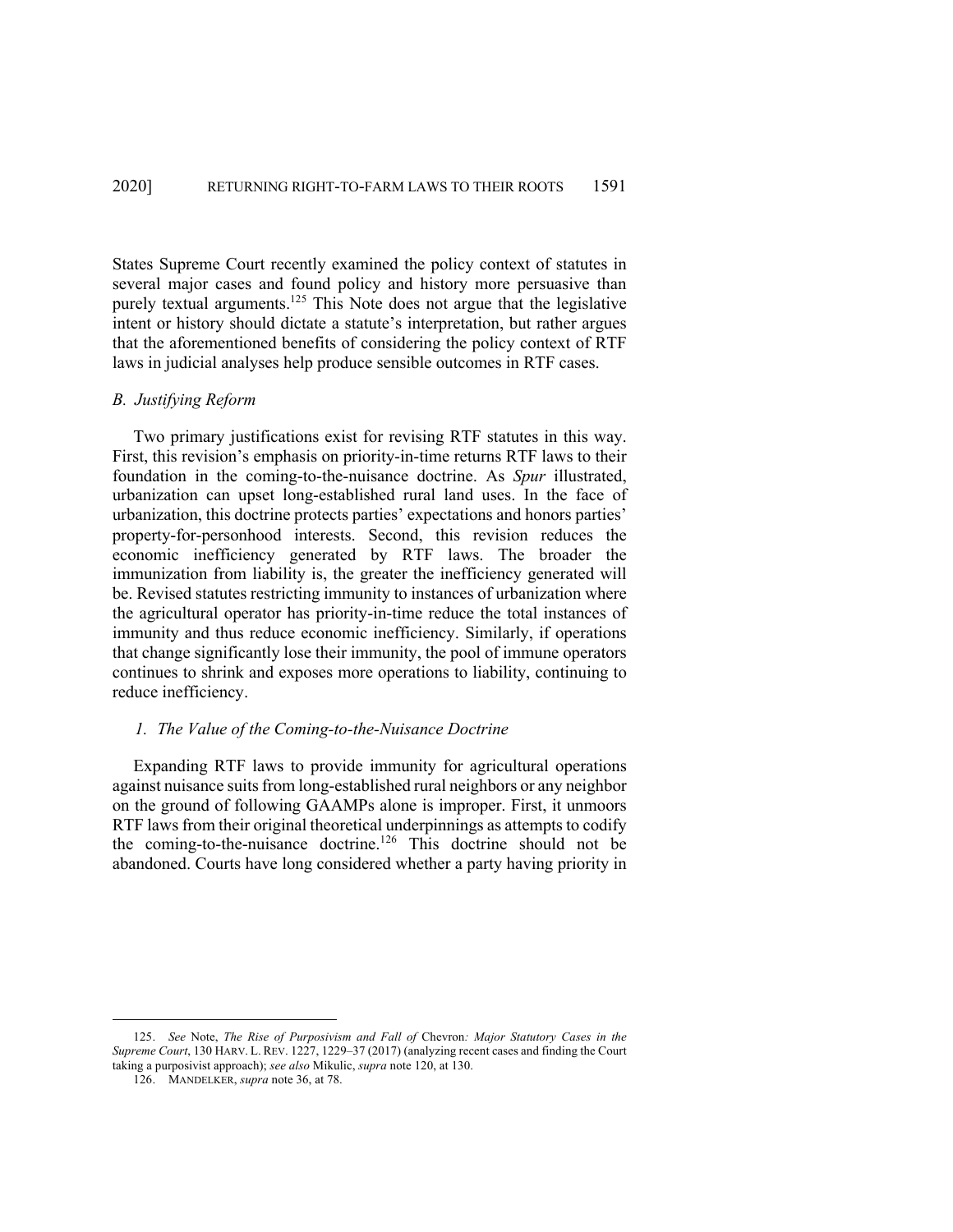States Supreme Court recently examined the policy context of statutes in several major cases and found policy and history more persuasive than purely textual arguments.[125] This Note does not argue that the legislative intent or history should dictate a statute's interpretation, but rather argues that the aforementioned benefits of considering the policy context of RTF laws in judicial analyses help produce sensible outcomes in RTF cases.

### *B. Justifying Reform*

Two primary justifications exist for revising RTF statutes in this way. First, this revision's emphasis on priority-in-time returns RTF laws to their foundation in the coming-to-the-nuisance doctrine. As *Spur* illustrated, urbanization can upset long-established rural land uses. In the face of urbanization, this doctrine protects parties' expectations and honors parties' property-for-personhood interests. Second, this revision reduces the economic inefficiency generated by RTF laws. The broader the immunization from liability is, the greater the inefficiency generated will be. Revised statutes restricting immunity to instances of urbanization where the agricultural operator has priority-in-time reduce the total instances of immunity and thus reduce economic inefficiency. Similarly, if operations that change significantly lose their immunity, the pool of immune operators continues to shrink and exposes more operations to liability, continuing to reduce inefficiency.

#### *1. The Value of the Coming-to-the-Nuisance Doctrine*

Expanding RTF laws to provide immunity for agricultural operations against nuisance suits from long-established rural neighbors or any neighbor on the ground of following GAAMPs alone is improper. First, it unmoors RTF laws from their original theoretical underpinnings as attempts to codify the coming-to-the-nuisance doctrine.[126] This doctrine should not be abandoned. Courts have long considered whether a party having priority in

---

125. *See* Note, *The Rise of Purposivism and Fall of* Chevron*: Major Statutory Cases in the Supreme Court*, 130 HARV. L. REV. 1227, 1229–37 (2017) (analyzing recent cases and finding the Court taking a purposivist approach); *see also* Mikulic, *supra* note 120, at 130.

126. MANDELKER, *supra* note 36, at 78.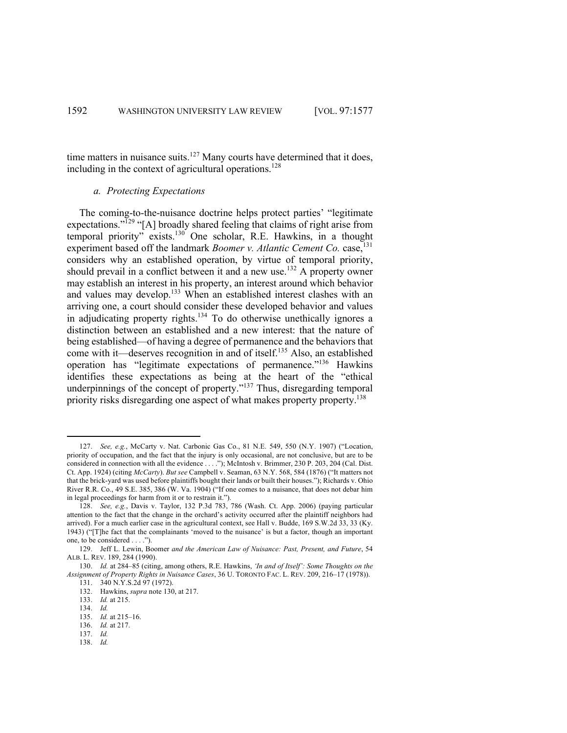time matters in nuisance suits.[127] Many courts have determined that it does, including in the context of agricultural operations.[128]

### *a. Protecting Expectations*

The coming-to-the-nuisance doctrine helps protect parties' "legitimate expectations."[129] "[A] broadly shared feeling that claims of right arise from temporal priority" exists.[130] One scholar, R.E. Hawkins, in a thought experiment based off the landmark *Boomer v. Atlantic Cement Co.* case,[131] considers why an established operation, by virtue of temporal priority, should prevail in a conflict between it and a new use.[132] A property owner may establish an interest in his property, an interest around which behavior and values may develop.[133] When an established interest clashes with an arriving one, a court should consider these developed behavior and values in adjudicating property rights.[134] To do otherwise unethically ignores a distinction between an established and a new interest: that the nature of being established—of having a degree of permanence and the behaviors that come with it—deserves recognition in and of itself.[135] Also, an established operation has "legitimate expectations of permanence."[136] Hawkins identifies these expectations as being at the heart of the "ethical underpinnings of the concept of property."[137] Thus, disregarding temporal priority risks disregarding one aspect of what makes property property.[138]

---

127. *See, e.g.*, McCarty v. Nat. Carbonic Gas Co., 81 N.E. 549, 550 (N.Y. 1907) ("Location, priority of occupation, and the fact that the injury is only occasional, are not conclusive, but are to be considered in connection with all the evidence . . . ."); McIntosh v. Brimmer, 230 P. 203, 204 (Cal. Dist. Ct. App. 1924) (citing *McCarty*). *But see* Campbell v. Seaman, 63 N.Y. 568, 584 (1876) ("It matters not that the brick-yard was used before plaintiffs bought their lands or built their houses."); Richards v. Ohio River R.R. Co., 49 S.E. 385, 386 (W. Va. 1904) ("If one comes to a nuisance, that does not debar him in legal proceedings for harm from it or to restrain it.").

128. *See, e.g.*, Davis v. Taylor, 132 P.3d 783, 786 (Wash. Ct. App. 2006) (paying particular attention to the fact that the change in the orchard's activity occurred after the plaintiff neighbors had arrived). For a much earlier case in the agricultural context, see Hall v. Budde, 169 S.W.2d 33, 33 (Ky. 1943) ("[T]he fact that the complainants 'moved to the nuisance' is but a factor, though an important one, to be considered . . . .").

129. Jeff L. Lewin, Boomer *and the American Law of Nuisance: Past, Present, and Future*, 54 ALB. L. REV. 189, 284 (1990).

130. *Id.* at 284–85 (citing, among others, R.E. Hawkins, *'In and of Itself': Some Thoughts on the Assignment of Property Rights in Nuisance Cases*, 36 U. TORONTO FAC. L. REV. 209, 216–17 (1978)).

131. 340 N.Y.S.2d 97 (1972).

132. Hawkins, *supra* note 130, at 217.

133. *Id.* at 215.

134. *Id.*

135. *Id.* at 215–16.

136. *Id.* at 217.

137. *Id.*

138. *Id.*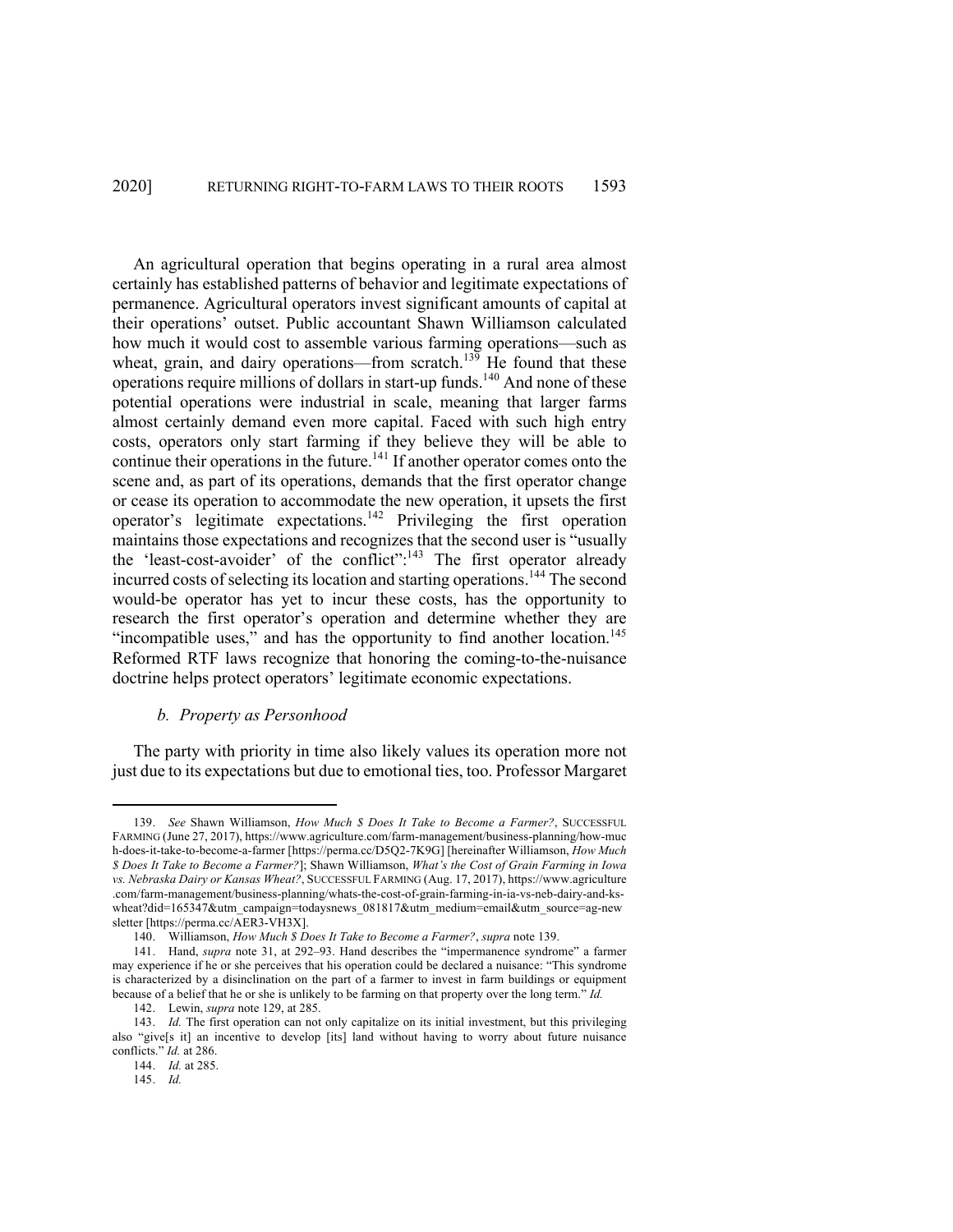An agricultural operation that begins operating in a rural area almost certainly has established patterns of behavior and legitimate expectations of permanence. Agricultural operators invest significant amounts of capital at their operations' outset. Public accountant Shawn Williamson calculated how much it would cost to assemble various farming operations—such as wheat, grain, and dairy operations—from scratch.[139] He found that these operations require millions of dollars in start-up funds.[140] And none of these potential operations were industrial in scale, meaning that larger farms almost certainly demand even more capital. Faced with such high entry costs, operators only start farming if they believe they will be able to continue their operations in the future.[141] If another operator comes onto the scene and, as part of its operations, demands that the first operator change or cease its operation to accommodate the new operation, it upsets the first operator's legitimate expectations.[142] Privileging the first operation maintains those expectations and recognizes that the second user is "usually the 'least-cost-avoider' of the conflict":[143] The first operator already incurred costs of selecting its location and starting operations.[144] The second would-be operator has yet to incur these costs, has the opportunity to research the first operator's operation and determine whether they are "incompatible uses," and has the opportunity to find another location.[145] Reformed RTF laws recognize that honoring the coming-to-the-nuisance doctrine helps protect operators' legitimate economic expectations.

### *b. Property as Personhood*

The party with priority in time also likely values its operation more not just due to its expectations but due to emotional ties, too. Professor Margaret

---

139. *See* Shawn Williamson, *How Much $ Does It Take to Become a Farmer?*, SUCCESSFUL FARMING (June 27, 2017), https://www.agriculture.com/farm-management/business-planning/how-much-does-it-take-to-become-a-farmer [https://perma.cc/D5Q2-7K9G] [hereinafter Williamson, *How Much $ Does It Take to Become a Farmer?*]; Shawn Williamson, *What's the Cost of Grain Farming in Iowa vs. Nebraska Dairy or Kansas Wheat?*, SUCCESSFUL FARMING (Aug. 17, 2017), https://www.agriculture.com/farm-management/business-planning/whats-the-cost-of-grain-farming-in-ia-vs-neb-dairy-and-ks-wheat?did=165347&utm_campaign=todaysnews_081817&utm_medium=email&utm_source=ag-newsletter [https://perma.cc/AER3-VH3X].

140. Williamson, *How Much $ Does It Take to Become a Farmer?*, *supra* note 139.

141. Hand, *supra* note 31, at 292–93. Hand describes the "impermanence syndrome" a farmer may experience if he or she perceives that his operation could be declared a nuisance: "This syndrome is characterized by a disinclination on the part of a farmer to invest in farm buildings or equipment because of a belief that he or she is unlikely to be farming on that property over the long term." *Id.*

142. Lewin, *supra* note 129, at 285.

143. *Id.* The first operation can not only capitalize on its initial investment, but this privileging also "give[s it] an incentive to develop [its] land without having to worry about future nuisance conflicts." *Id.* at 286.

144. *Id.* at 285.

145. *Id.*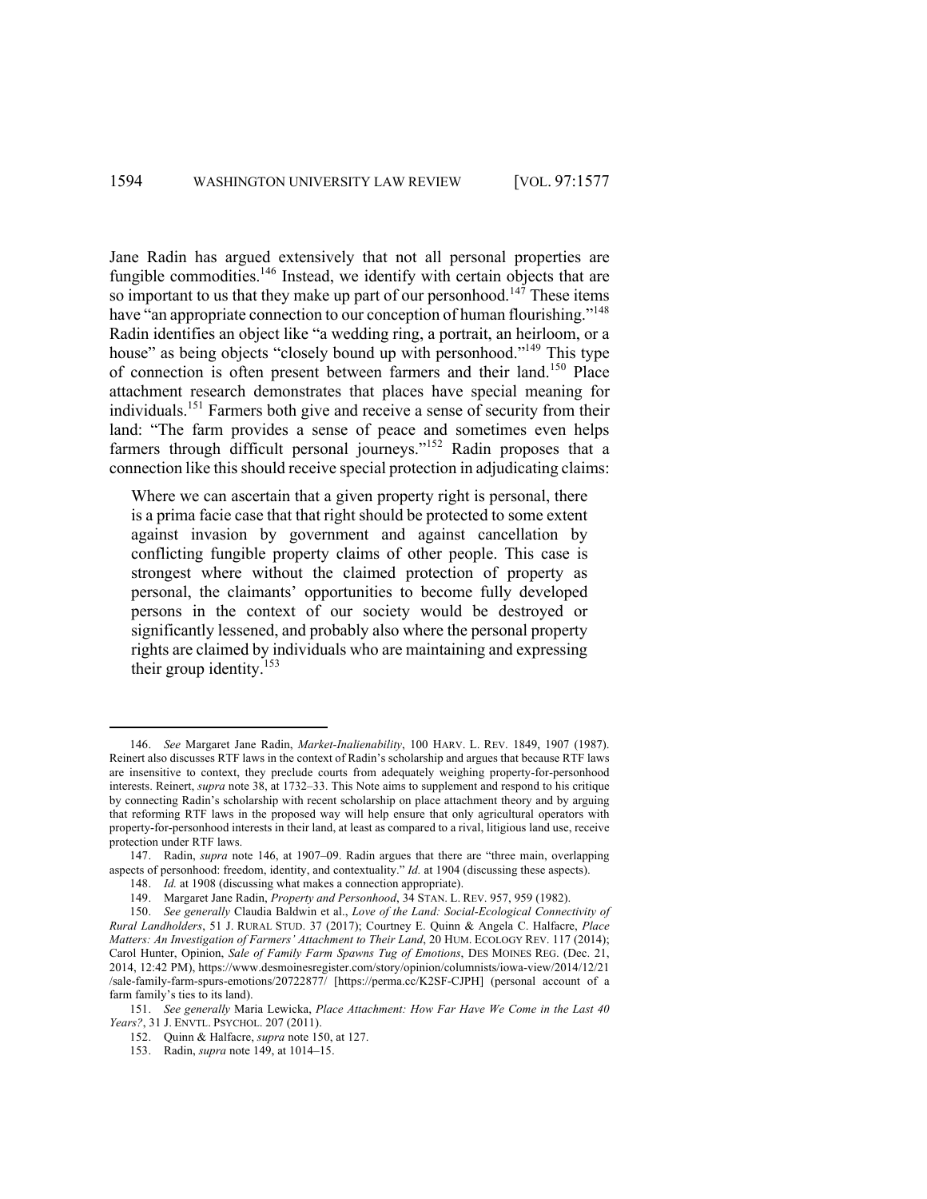Jane Radin has argued extensively that not all personal properties are fungible commodities.[146] Instead, we identify with certain objects that are so important to us that they make up part of our personhood.[147] These items have "an appropriate connection to our conception of human flourishing."[148] Radin identifies an object like "a wedding ring, a portrait, an heirloom, or a house" as being objects "closely bound up with personhood."[149] This type of connection is often present between farmers and their land.[150] Place attachment research demonstrates that places have special meaning for individuals.[151] Farmers both give and receive a sense of security from their land: "The farm provides a sense of peace and sometimes even helps farmers through difficult personal journeys."[152] Radin proposes that a connection like this should receive special protection in adjudicating claims:

> Where we can ascertain that a given property right is personal, there is a prima facie case that that right should be protected to some extent against invasion by government and against cancellation by conflicting fungible property claims of other people. This case is strongest where without the claimed protection of property as personal, the claimants' opportunities to become fully developed persons in the context of our society would be destroyed or significantly lessened, and probably also where the personal property rights are claimed by individuals who are maintaining and expressing their group identity.[153]

---

146. *See* Margaret Jane Radin, *Market-Inalienability*, 100 HARV. L. REV. 1849, 1907 (1987). Reinert also discusses RTF laws in the context of Radin's scholarship and argues that because RTF laws are insensitive to context, they preclude courts from adequately weighing property-for-personhood interests. Reinert, *supra* note 38, at 1732–33. This Note aims to supplement and respond to his critique by connecting Radin's scholarship with recent scholarship on place attachment theory and by arguing that reforming RTF laws in the proposed way will help ensure that only agricultural operators with property-for-personhood interests in their land, at least as compared to a rival, litigious land use, receive protection under RTF laws.

147. Radin, *supra* note 146, at 1907–09. Radin argues that there are "three main, overlapping aspects of personhood: freedom, identity, and contextuality." *Id.* at 1904 (discussing these aspects).

148. *Id.* at 1908 (discussing what makes a connection appropriate).

149. Margaret Jane Radin, *Property and Personhood*, 34 STAN. L. REV. 957, 959 (1982).

150. *See generally* Claudia Baldwin et al., *Love of the Land: Social-Ecological Connectivity of Rural Landholders*, 51 J. RURAL STUD. 37 (2017); Courtney E. Quinn & Angela C. Halfacre, *Place Matters: An Investigation of Farmers' Attachment to Their Land*, 20 HUM. ECOLOGY REV. 117 (2014); Carol Hunter, Opinion, *Sale of Family Farm Spawns Tug of Emotions*, DES MOINES REG. (Dec. 21, 2014, 12:42 PM), https://www.desmoinesregister.com/story/opinion/columnists/iowa-view/2014/12/21/sale-family-farm-spurs-emotions/20722877/ [https://perma.cc/K2SF-CJPH] (personal account of a farm family's ties to its land).

151. *See generally* Maria Lewicka, *Place Attachment: How Far Have We Come in the Last 40 Years?*, 31 J. ENVTL. PSYCHOL. 207 (2011).

152. Quinn & Halfacre, *supra* note 150, at 127.

153. Radin, *supra* note 149, at 1014–15.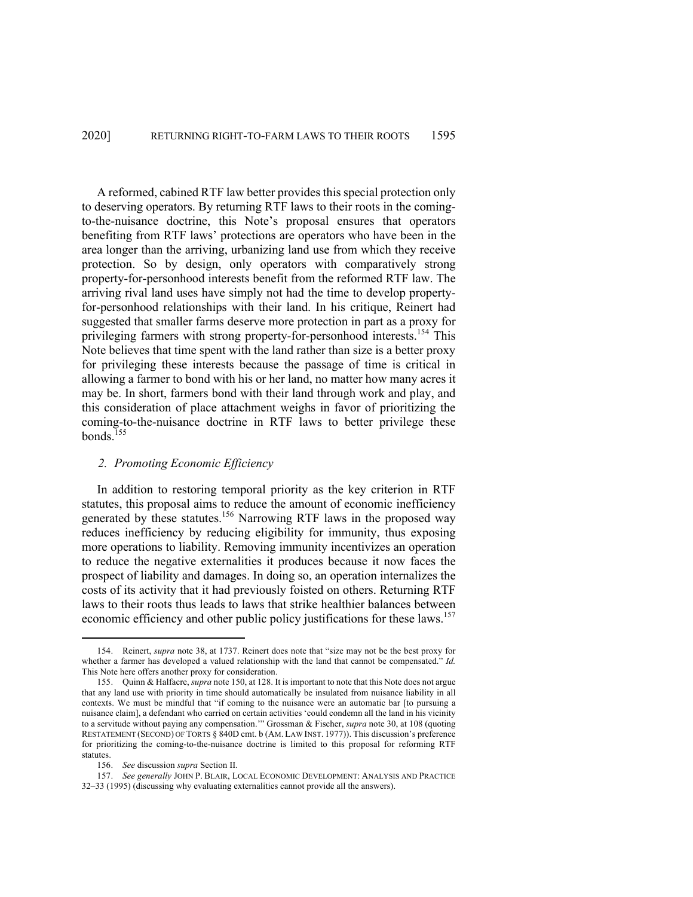A reformed, cabined RTF law better provides this special protection only to deserving operators. By returning RTF laws to their roots in the coming-to-the-nuisance doctrine, this Note's proposal ensures that operators benefiting from RTF laws' protections are operators who have been in the area longer than the arriving, urbanizing land use from which they receive protection. So by design, only operators with comparatively strong property-for-personhood interests benefit from the reformed RTF law. The arriving rival land uses have simply not had the time to develop property-for-personhood relationships with their land. In his critique, Reinert had suggested that smaller farms deserve more protection in part as a proxy for privileging farmers with strong property-for-personhood interests.[154] This Note believes that time spent with the land rather than size is a better proxy for privileging these interests because the passage of time is critical in allowing a farmer to bond with his or her land, no matter how many acres it may be. In short, farmers bond with their land through work and play, and this consideration of place attachment weighs in favor of prioritizing the coming-to-the-nuisance doctrine in RTF laws to better privilege these bonds.[155]

### *2. Promoting Economic Efficiency*

In addition to restoring temporal priority as the key criterion in RTF statutes, this proposal aims to reduce the amount of economic inefficiency generated by these statutes.[156] Narrowing RTF laws in the proposed way reduces inefficiency by reducing eligibility for immunity, thus exposing more operations to liability. Removing immunity incentivizes an operation to reduce the negative externalities it produces because it now faces the prospect of liability and damages. In doing so, an operation internalizes the costs of its activity that it had previously foisted on others. Returning RTF laws to their roots thus leads to laws that strike healthier balances between economic efficiency and other public policy justifications for these laws.[157]

---

154. Reinert, *supra* note 38, at 1737. Reinert does note that "size may not be the best proxy for whether a farmer has developed a valued relationship with the land that cannot be compensated." *Id.* This Note here offers another proxy for consideration.

155. Quinn & Halfacre, *supra* note 150, at 128. It is important to note that this Note does not argue that any land use with priority in time should automatically be insulated from nuisance liability in all contexts. We must be mindful that "if coming to the nuisance were an automatic bar [to pursuing a nuisance claim], a defendant who carried on certain activities 'could condemn all the land in his vicinity to a servitude without paying any compensation.'" Grossman & Fischer, *supra* note 30, at 108 (quoting RESTATEMENT (SECOND) OF TORTS § 840D cmt. b (AM. LAW INST. 1977)). This discussion's preference for prioritizing the coming-to-the-nuisance doctrine is limited to this proposal for reforming RTF statutes.

156. *See* discussion *supra* Section II.

157. *See generally* JOHN P. BLAIR, LOCAL ECONOMIC DEVELOPMENT: ANALYSIS AND PRACTICE 32–33 (1995) (discussing why evaluating externalities cannot provide all the answers).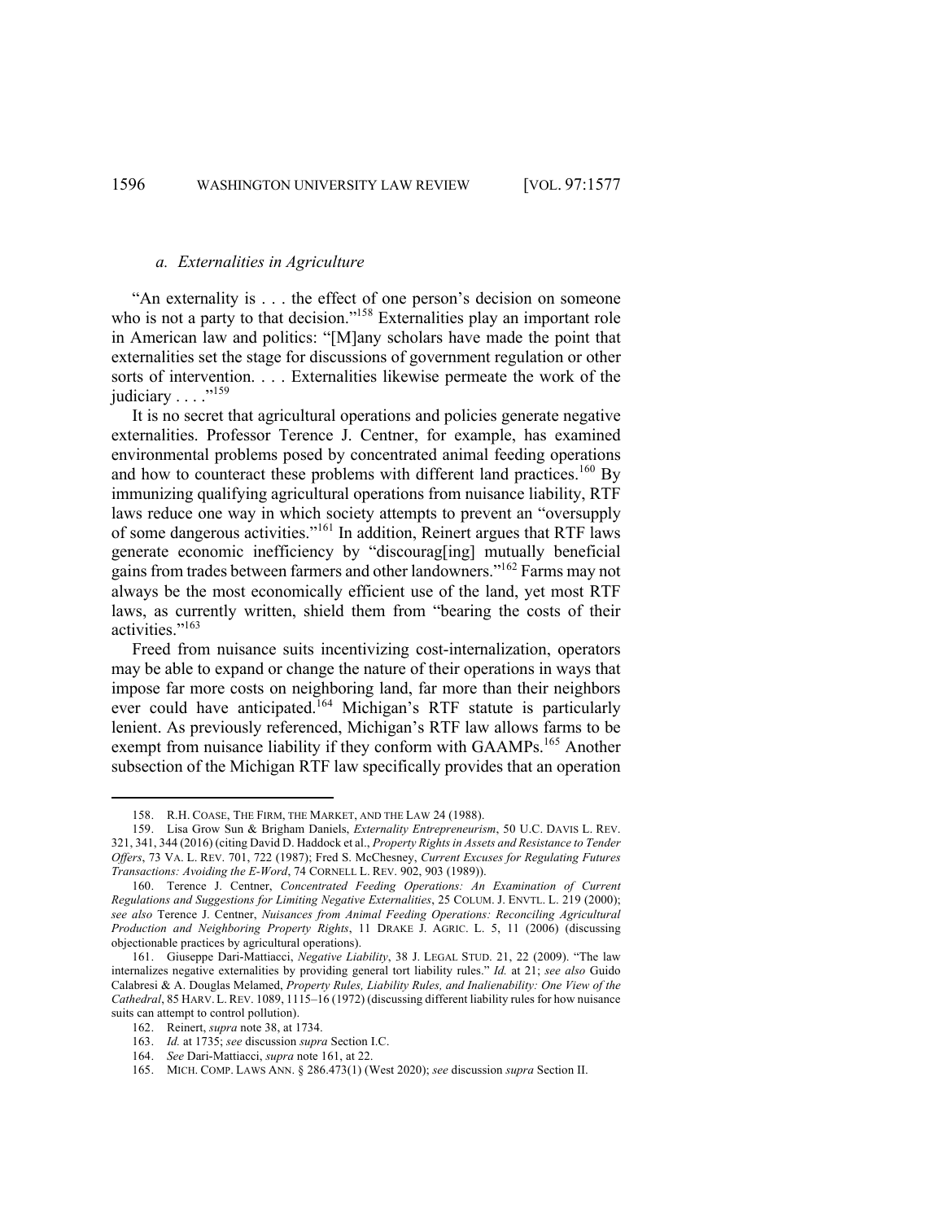### *a. Externalities in Agriculture*

"An externality is . . . the effect of one person's decision on someone who is not a party to that decision."[158] Externalities play an important role in American law and politics: "[M]any scholars have made the point that externalities set the stage for discussions of government regulation or other sorts of intervention. . . . Externalities likewise permeate the work of the judiciary . . . ."[159]

It is no secret that agricultural operations and policies generate negative externalities. Professor Terence J. Centner, for example, has examined environmental problems posed by concentrated animal feeding operations and how to counteract these problems with different land practices.[160] By immunizing qualifying agricultural operations from nuisance liability, RTF laws reduce one way in which society attempts to prevent an "oversupply of some dangerous activities."[161] In addition, Reinert argues that RTF laws generate economic inefficiency by "discourag[ing] mutually beneficial gains from trades between farmers and other landowners."[162] Farms may not always be the most economically efficient use of the land, yet most RTF laws, as currently written, shield them from "bearing the costs of their activities."[163]

Freed from nuisance suits incentivizing cost-internalization, operators may be able to expand or change the nature of their operations in ways that impose far more costs on neighboring land, far more than their neighbors ever could have anticipated.[164] Michigan's RTF statute is particularly lenient. As previously referenced, Michigan's RTF law allows farms to be exempt from nuisance liability if they conform with GAAMPs.[165] Another subsection of the Michigan RTF law specifically provides that an operation

---

158. R.H. COASE, THE FIRM, THE MARKET, AND THE LAW 24 (1988).

159. Lisa Grow Sun & Brigham Daniels, *Externality Entrepreneurism*, 50 U.C. DAVIS L. REV. 321, 341, 344 (2016) (citing David D. Haddock et al., *Property Rights in Assets and Resistance to Tender Offers*, 73 VA. L. REV. 701, 722 (1987); Fred S. McChesney, *Current Excuses for Regulating Futures Transactions: Avoiding the E-Word*, 74 CORNELL L. REV. 902, 903 (1989)).

160. Terence J. Centner, *Concentrated Feeding Operations: An Examination of Current Regulations and Suggestions for Limiting Negative Externalities*, 25 COLUM. J. ENVTL. L. 219 (2000); *see also* Terence J. Centner, *Nuisances from Animal Feeding Operations: Reconciling Agricultural Production and Neighboring Property Rights*, 11 DRAKE J. AGRIC. L. 5, 11 (2006) (discussing objectionable practices by agricultural operations).

161. Giuseppe Dari-Mattiacci, *Negative Liability*, 38 J. LEGAL STUD. 21, 22 (2009). "The law internalizes negative externalities by providing general tort liability rules." *Id.* at 21; *see also* Guido Calabresi & A. Douglas Melamed, *Property Rules, Liability Rules, and Inalienability: One View of the Cathedral*, 85 HARV. L. REV. 1089, 1115–16 (1972) (discussing different liability rules for how nuisance suits can attempt to control pollution).

162. Reinert, *supra* note 38, at 1734.

163. *Id.* at 1735; *see* discussion *supra* Section I.C.

164. *See* Dari-Mattiacci, *supra* note 161, at 22.

165. MICH. COMP. LAWS ANN. § 286.473(1) (West 2020); *see* discussion *supra* Section II.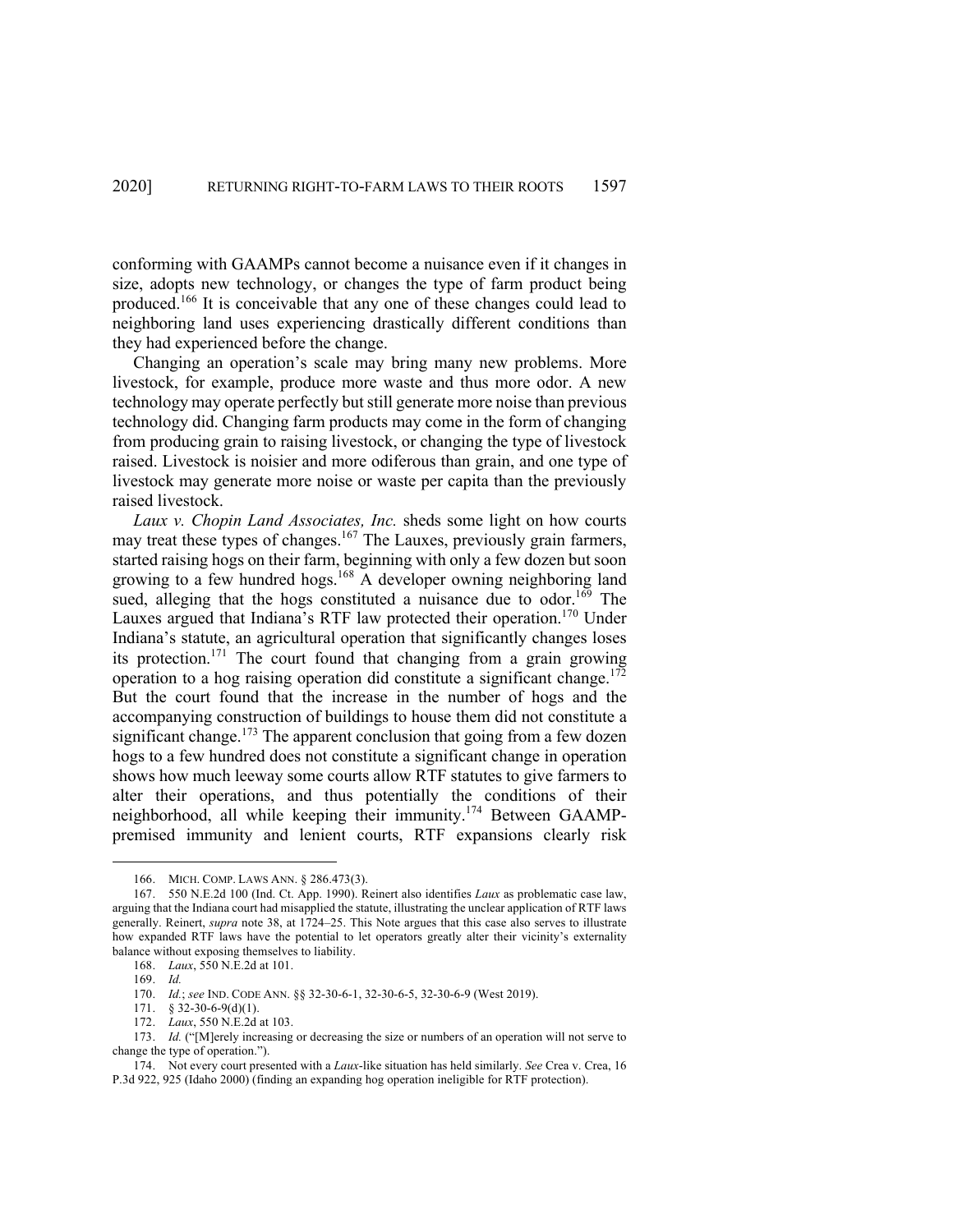conforming with GAAMPs cannot become a nuisance even if it changes in size, adopts new technology, or changes the type of farm product being produced.[166] It is conceivable that any one of these changes could lead to neighboring land uses experiencing drastically different conditions than they had experienced before the change.

Changing an operation's scale may bring many new problems. More livestock, for example, produce more waste and thus more odor. A new technology may operate perfectly but still generate more noise than previous technology did. Changing farm products may come in the form of changing from producing grain to raising livestock, or changing the type of livestock raised. Livestock is noisier and more odiferous than grain, and one type of livestock may generate more noise or waste per capita than the previously raised livestock.

*Laux v. Chopin Land Associates, Inc.* sheds some light on how courts may treat these types of changes.[167] The Lauxes, previously grain farmers, started raising hogs on their farm, beginning with only a few dozen but soon growing to a few hundred hogs.[168] A developer owning neighboring land sued, alleging that the hogs constituted a nuisance due to odor.[169] The Lauxes argued that Indiana's RTF law protected their operation.[170] Under Indiana's statute, an agricultural operation that significantly changes loses its protection.[171] The court found that changing from a grain growing operation to a hog raising operation did constitute a significant change.[172] But the court found that the increase in the number of hogs and the accompanying construction of buildings to house them did not constitute a significant change.[173] The apparent conclusion that going from a few dozen hogs to a few hundred does not constitute a significant change in operation shows how much leeway some courts allow RTF statutes to give farmers to alter their operations, and thus potentially the conditions of their neighborhood, all while keeping their immunity.[174] Between GAAMP-premised immunity and lenient courts, RTF expansions clearly risk

---

166. MICH. COMP. LAWS ANN. § 286.473(3).

167. 550 N.E.2d 100 (Ind. Ct. App. 1990). Reinert also identifies *Laux* as problematic case law, arguing that the Indiana court had misapplied the statute, illustrating the unclear application of RTF laws generally. Reinert, *supra* note 38, at 1724–25. This Note argues that this case also serves to illustrate how expanded RTF laws have the potential to let operators greatly alter their vicinity's externality balance without exposing themselves to liability.

168. *Laux*, 550 N.E.2d at 101.

169. *Id.*

170. *Id.*; *see* IND. CODE ANN. §§ 32-30-6-1, 32-30-6-5, 32-30-6-9 (West 2019).

171. § 32-30-6-9(d)(1).

172. *Laux*, 550 N.E.2d at 103.

173. *Id.* ("[M]erely increasing or decreasing the size or numbers of an operation will not serve to change the type of operation.").

174. Not every court presented with a *Laux*-like situation has held similarly. *See* Crea v. Crea, 16 P.3d 922, 925 (Idaho 2000) (finding an expanding hog operation ineligible for RTF protection).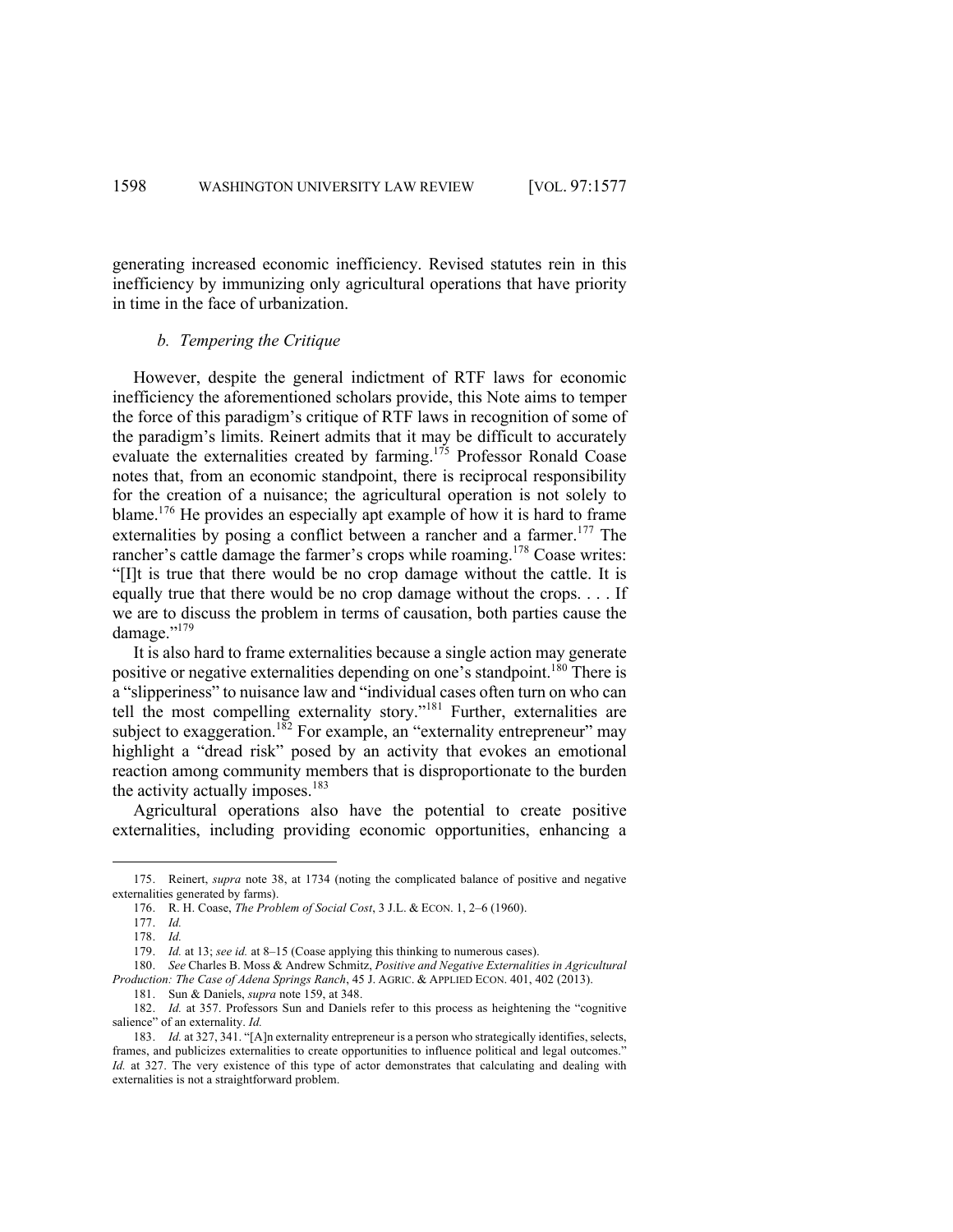generating increased economic inefficiency. Revised statutes rein in this inefficiency by immunizing only agricultural operations that have priority in time in the face of urbanization.

#### *b. Tempering the Critique*

However, despite the general indictment of RTF laws for economic inefficiency the aforementioned scholars provide, this Note aims to temper the force of this paradigm's critique of RTF laws in recognition of some of the paradigm's limits. Reinert admits that it may be difficult to accurately evaluate the externalities created by farming.[175] Professor Ronald Coase notes that, from an economic standpoint, there is reciprocal responsibility for the creation of a nuisance; the agricultural operation is not solely to blame.[176] He provides an especially apt example of how it is hard to frame externalities by posing a conflict between a rancher and a farmer.[177] The rancher's cattle damage the farmer's crops while roaming.[178] Coase writes: "[I]t is true that there would be no crop damage without the cattle. It is equally true that there would be no crop damage without the crops. . . . If we are to discuss the problem in terms of causation, both parties cause the damage."[179]

It is also hard to frame externalities because a single action may generate positive or negative externalities depending on one's standpoint.[180] There is a "slipperiness" to nuisance law and "individual cases often turn on who can tell the most compelling externality story."[181] Further, externalities are subject to exaggeration.[182] For example, an "externality entrepreneur" may highlight a "dread risk" posed by an activity that evokes an emotional reaction among community members that is disproportionate to the burden the activity actually imposes.[183]

Agricultural operations also have the potential to create positive externalities, including providing economic opportunities, enhancing a

---

175. Reinert, *supra* note 38, at 1734 (noting the complicated balance of positive and negative externalities generated by farms).

176. R. H. Coase, *The Problem of Social Cost*, 3 J.L. & ECON. 1, 2–6 (1960).

177. *Id.*

178. *Id.*

179. *Id.* at 13; *see id.* at 8–15 (Coase applying this thinking to numerous cases).

180. *See* Charles B. Moss & Andrew Schmitz, *Positive and Negative Externalities in Agricultural Production: The Case of Adena Springs Ranch*, 45 J. AGRIC. & APPLIED ECON. 401, 402 (2013).

181. Sun & Daniels, *supra* note 159, at 348.

182. *Id.* at 357. Professors Sun and Daniels refer to this process as heightening the "cognitive salience" of an externality. *Id.*

183. *Id.* at 327, 341. "[A]n externality entrepreneur is a person who strategically identifies, selects, frames, and publicizes externalities to create opportunities to influence political and legal outcomes." *Id.* at 327. The very existence of this type of actor demonstrates that calculating and dealing with externalities is not a straightforward problem.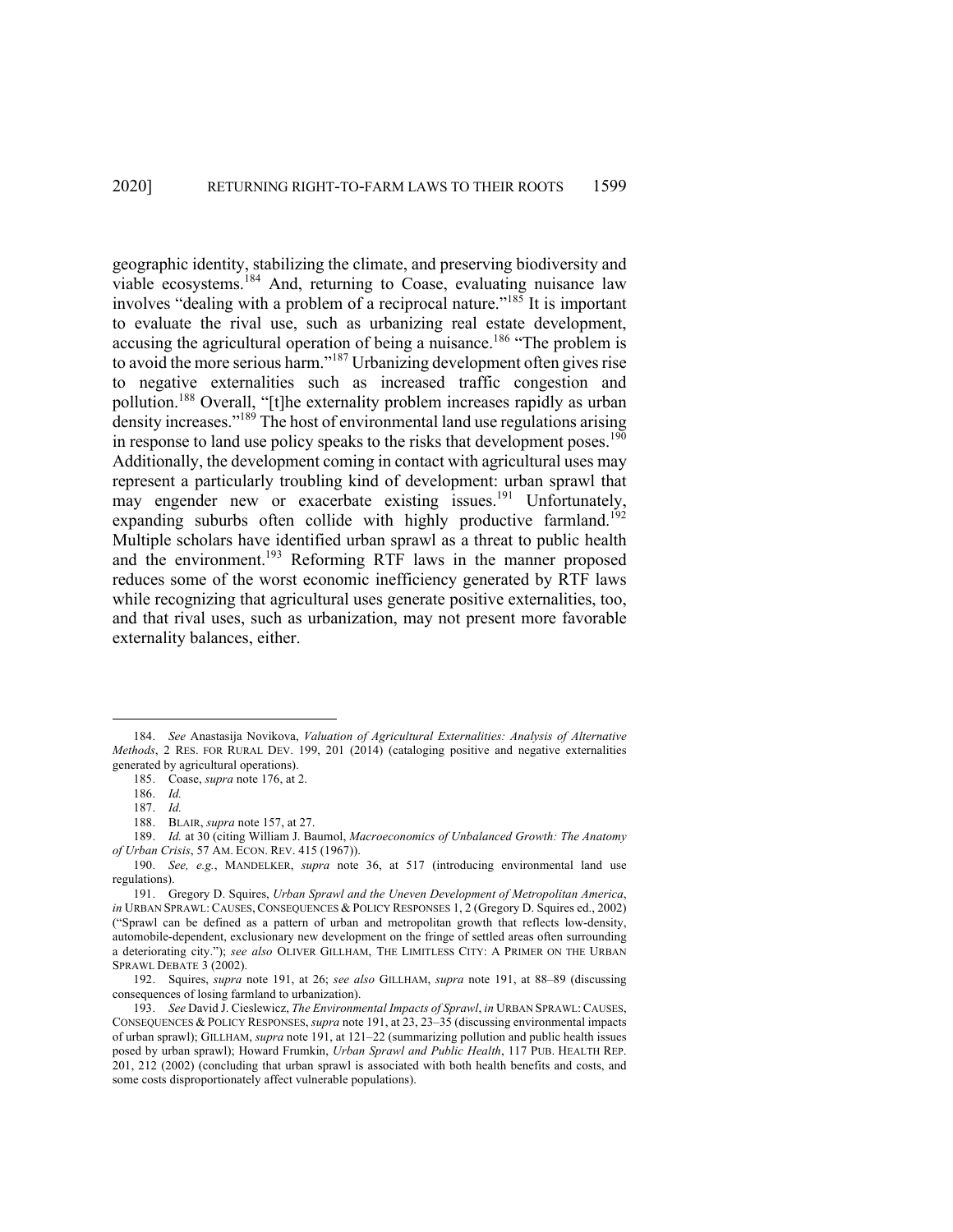geographic identity, stabilizing the climate, and preserving biodiversity and viable ecosystems.[184] And, returning to Coase, evaluating nuisance law involves "dealing with a problem of a reciprocal nature."[185] It is important to evaluate the rival use, such as urbanizing real estate development, accusing the agricultural operation of being a nuisance.[186] "The problem is to avoid the more serious harm."[187] Urbanizing development often gives rise to negative externalities such as increased traffic congestion and pollution.[188] Overall, "[t]he externality problem increases rapidly as urban density increases."[189] The host of environmental land use regulations arising in response to land use policy speaks to the risks that development poses.[190] Additionally, the development coming in contact with agricultural uses may represent a particularly troubling kind of development: urban sprawl that may engender new or exacerbate existing issues.[191] Unfortunately, expanding suburbs often collide with highly productive farmland.[192] Multiple scholars have identified urban sprawl as a threat to public health and the environment.[193] Reforming RTF laws in the manner proposed reduces some of the worst economic inefficiency generated by RTF laws while recognizing that agricultural uses generate positive externalities, too, and that rival uses, such as urbanization, may not present more favorable externality balances, either.

---

184. *See* Anastasija Novikova, *Valuation of Agricultural Externalities: Analysis of Alternative Methods*, 2 RES. FOR RURAL DEV. 199, 201 (2014) (cataloging positive and negative externalities generated by agricultural operations).

185. Coase, *supra* note 176, at 2.

186. *Id.*

187. *Id.*

188. BLAIR, *supra* note 157, at 27.

189. *Id.* at 30 (citing William J. Baumol, *Macroeconomics of Unbalanced Growth: The Anatomy of Urban Crisis*, 57 AM. ECON. REV. 415 (1967)).

190. *See, e.g.*, MANDELKER, *supra* note 36, at 517 (introducing environmental land use regulations).

191. Gregory D. Squires, *Urban Sprawl and the Uneven Development of Metropolitan America*, *in* URBAN SPRAWL: CAUSES, CONSEQUENCES & POLICY RESPONSES 1, 2 (Gregory D. Squires ed., 2002) ("Sprawl can be defined as a pattern of urban and metropolitan growth that reflects low-density, automobile-dependent, exclusionary new development on the fringe of settled areas often surrounding a deteriorating city."); *see also* OLIVER GILLHAM, THE LIMITLESS CITY: A PRIMER ON THE URBAN SPRAWL DEBATE 3 (2002).

192. Squires, *supra* note 191, at 26; *see also* GILLHAM, *supra* note 191, at 88–89 (discussing consequences of losing farmland to urbanization).

193. *See* David J. Cieslewicz, *The Environmental Impacts of Sprawl*, *in* URBAN SPRAWL: CAUSES, CONSEQUENCES & POLICY RESPONSES, *supra* note 191, at 23, 23–35 (discussing environmental impacts of urban sprawl); GILLHAM, *supra* note 191, at 121–22 (summarizing pollution and public health issues posed by urban sprawl); Howard Frumkin, *Urban Sprawl and Public Health*, 117 PUB. HEALTH REP. 201, 212 (2002) (concluding that urban sprawl is associated with both health benefits and costs, and some costs disproportionately affect vulnerable populations).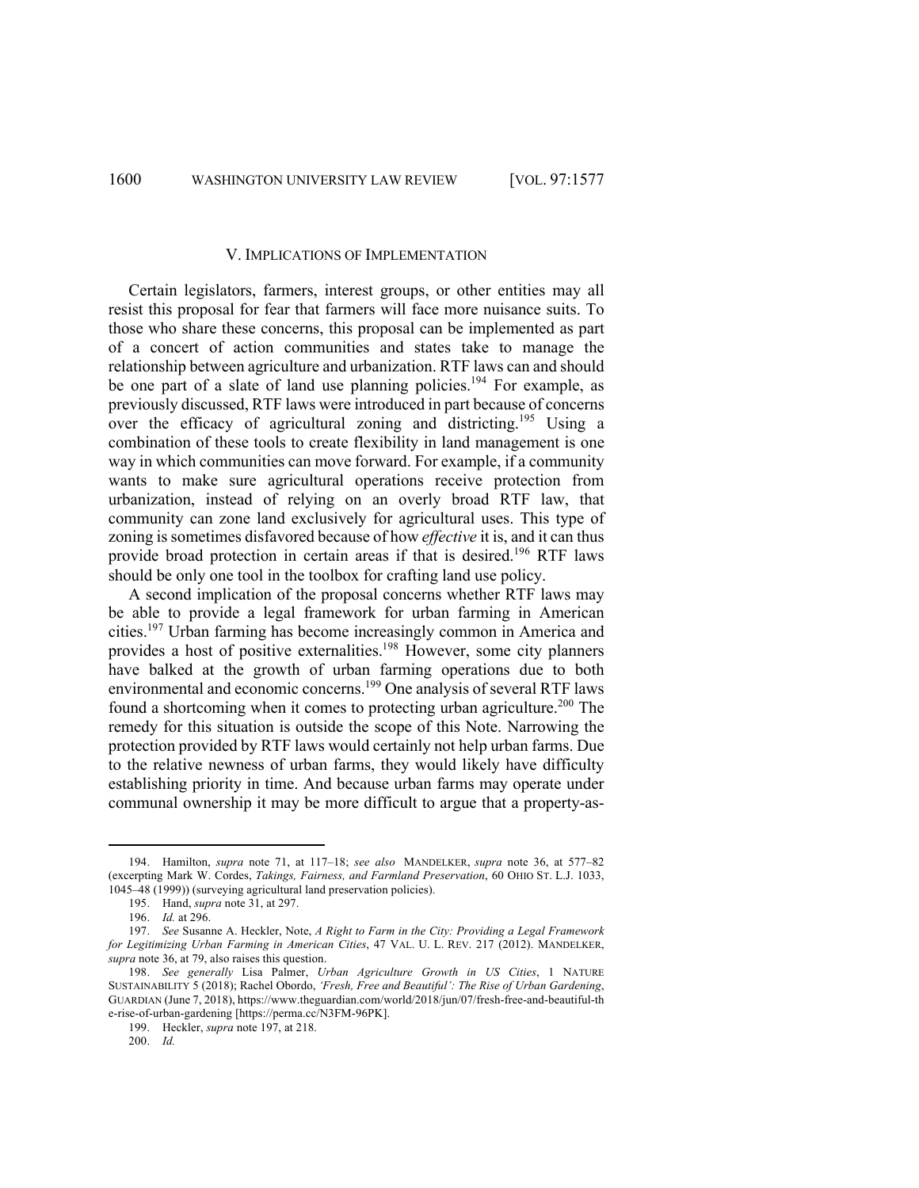## V. IMPLICATIONS OF IMPLEMENTATION

Certain legislators, farmers, interest groups, or other entities may all resist this proposal for fear that farmers will face more nuisance suits. To those who share these concerns, this proposal can be implemented as part of a concert of action communities and states take to manage the relationship between agriculture and urbanization. RTF laws can and should be one part of a slate of land use planning policies.[194] For example, as previously discussed, RTF laws were introduced in part because of concerns over the efficacy of agricultural zoning and districting.[195] Using a combination of these tools to create flexibility in land management is one way in which communities can move forward. For example, if a community wants to make sure agricultural operations receive protection from urbanization, instead of relying on an overly broad RTF law, that community can zone land exclusively for agricultural uses. This type of zoning is sometimes disfavored because of how *effective* it is, and it can thus provide broad protection in certain areas if that is desired.[196] RTF laws should be only one tool in the toolbox for crafting land use policy.

A second implication of the proposal concerns whether RTF laws may be able to provide a legal framework for urban farming in American cities.[197] Urban farming has become increasingly common in America and provides a host of positive externalities.[198] However, some city planners have balked at the growth of urban farming operations due to both environmental and economic concerns.[199] One analysis of several RTF laws found a shortcoming when it comes to protecting urban agriculture.[200] The remedy for this situation is outside the scope of this Note. Narrowing the protection provided by RTF laws would certainly not help urban farms. Due to the relative newness of urban farms, they would likely have difficulty establishing priority in time. And because urban farms may operate under communal ownership it may be more difficult to argue that a property-as-

---

194. Hamilton, *supra* note 71, at 117–18; *see also* MANDELKER, *supra* note 36, at 577–82 (excerpting Mark W. Cordes, *Takings, Fairness, and Farmland Preservation*, 60 OHIO ST. L.J. 1033, 1045–48 (1999)) (surveying agricultural land preservation policies).

195. Hand, *supra* note 31, at 297.

196. *Id.* at 296.

197. *See* Susanne A. Heckler, Note, *A Right to Farm in the City: Providing a Legal Framework for Legitimizing Urban Farming in American Cities*, 47 VAL. U. L. REV. 217 (2012). MANDELKER, *supra* note 36, at 79, also raises this question.

198. *See generally* Lisa Palmer, *Urban Agriculture Growth in US Cities*, 1 NATURE SUSTAINABILITY 5 (2018); Rachel Obordo, *'Fresh, Free and Beautiful': The Rise of Urban Gardening*, GUARDIAN (June 7, 2018), https://www.theguardian.com/world/2018/jun/07/fresh-free-and-beautiful-the-rise-of-urban-gardening [https://perma.cc/N3FM-96PK].

199. Heckler, *supra* note 197, at 218.

200. *Id.*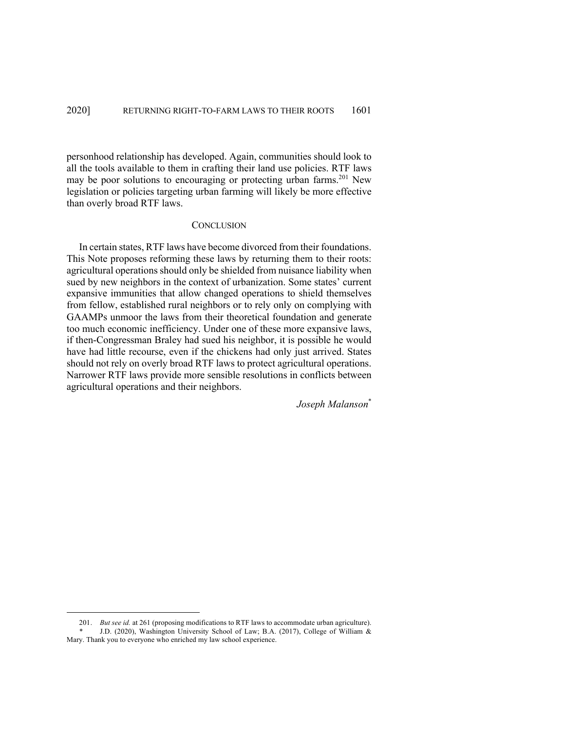personhood relationship has developed. Again, communities should look to all the tools available to them in crafting their land use policies. RTF laws may be poor solutions to encouraging or protecting urban farms.[201] New legislation or policies targeting urban farming will likely be more effective than overly broad RTF laws.

## CONCLUSION

In certain states, RTF laws have become divorced from their foundations. This Note proposes reforming these laws by returning them to their roots: agricultural operations should only be shielded from nuisance liability when sued by new neighbors in the context of urbanization. Some states' current expansive immunities that allow changed operations to shield themselves from fellow, established rural neighbors or to rely only on complying with GAAMPs unmoor the laws from their theoretical foundation and generate too much economic inefficiency. Under one of these more expansive laws, if then-Congressman Braley had sued his neighbor, it is possible he would have had little recourse, even if the chickens had only just arrived. States should not rely on overly broad RTF laws to protect agricultural operations. Narrower RTF laws provide more sensible resolutions in conflicts between agricultural operations and their neighbors.

*Joseph Malanson*[*]

---

201. *But see id.* at 261 (proposing modifications to RTF laws to accommodate urban agriculture).

\* J.D. (2020), Washington University School of Law; B.A. (2017), College of William & Mary. Thank you to everyone who enriched my law school experience.